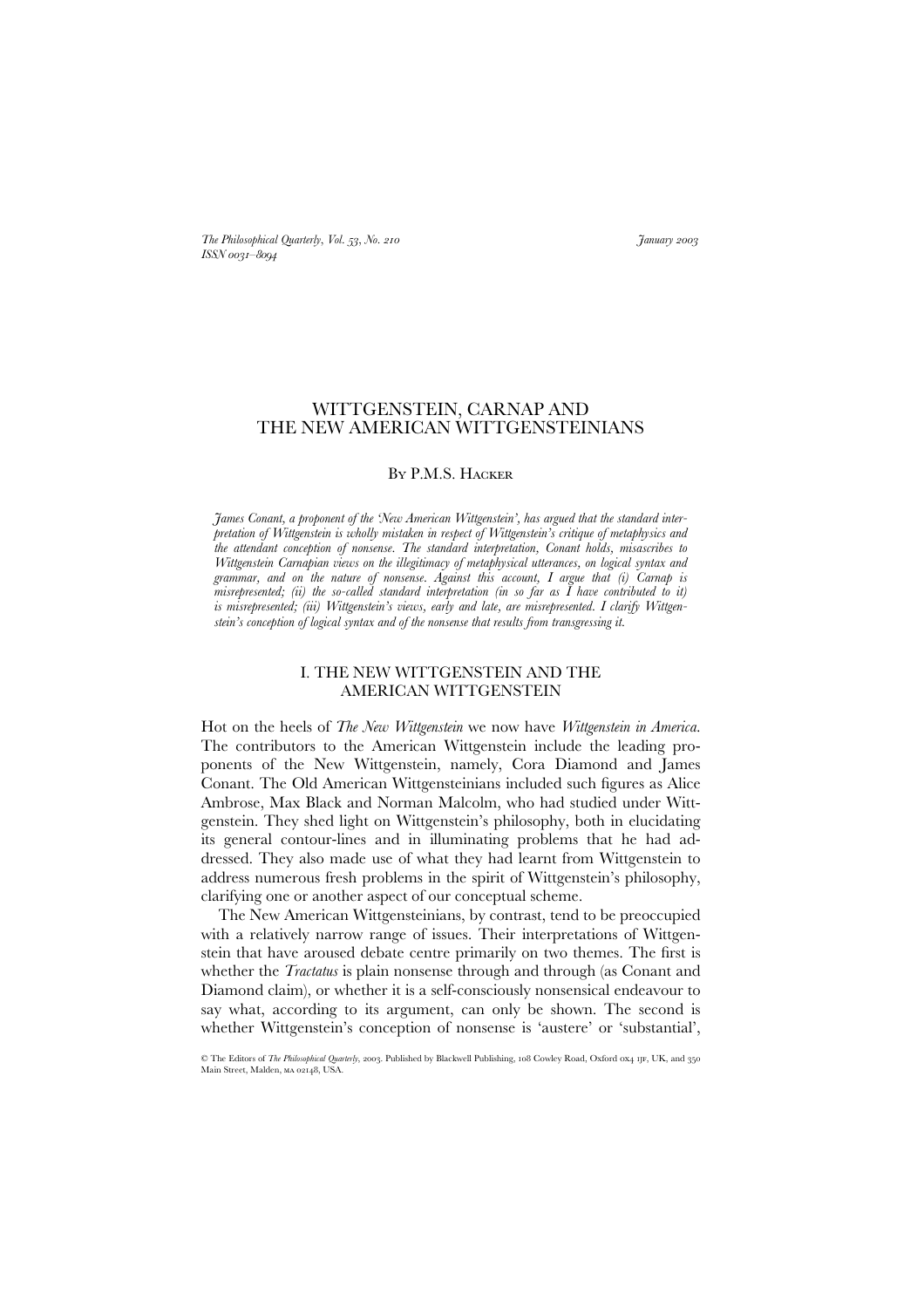# WITTGENSTEIN, CARNAP AND THE NEW AMERICAN WITTGENSTEINIANS

By P.M.S. Hacker

*James Conant, a proponent of the 'New American Wittgenstein', has argued that the standard interpretation of Wittgenstein is wholly mistaken in respect of Wittgenstein's critique of metaphysics and the attendant conception of nonsense. The standard interpretation, Conant holds, misascribes to Wittgenstein Carnapian views on the illegitimacy of metaphysical utterances, on logical syntax and grammar, and on the nature of nonsense. Against this account, I argue that (i) Carnap is misrepresented; (ii) the so-called standard interpretation (in so far as I have contributed to it) is misrepresented; (iii) Wittgenstein's views, early and late, are misrepresented. I clarify Wittgenstein's conception of logical syntax and of the nonsense that results from transgressing it.*

## I. THE NEW WITTGENSTEIN AND THE AMERICAN WITTGENSTEIN

Hot on the heels of *The New Wittgenstein* we now have *Wittgenstein in America.* The contributors to the American Wittgenstein include the leading proponents of the New Wittgenstein, namely, Cora Diamond and James Conant. The Old American Wittgensteinians included such figures as Alice Ambrose, Max Black and Norman Malcolm, who had studied under Wittgenstein. They shed light on Wittgenstein's philosophy, both in elucidating its general contour-lines and in illuminating problems that he had addressed. They also made use of what they had learnt from Wittgenstein to address numerous fresh problems in the spirit of Wittgenstein's philosophy, clarifying one or another aspect of our conceptual scheme.

The New American Wittgensteinians, by contrast, tend to be preoccupied with a relatively narrow range of issues. Their interpretations of Wittgenstein that have aroused debate centre primarily on two themes. The first is whether the *Tractatus* is plain nonsense through and through (as Conant and Diamond claim), or whether it is a self-consciously nonsensical endeavour to say what, according to its argument, can only be shown. The second is whether Wittgenstein's conception of nonsense is 'austere' or 'substantial',

© The Editors of *The Philosophical Quarterly*, 2003. Published by Blackwell Publishing, 108 Cowley Road, Oxford OX4 1JF, UK, and 350 Main Street, Malden, MA 02148, USA.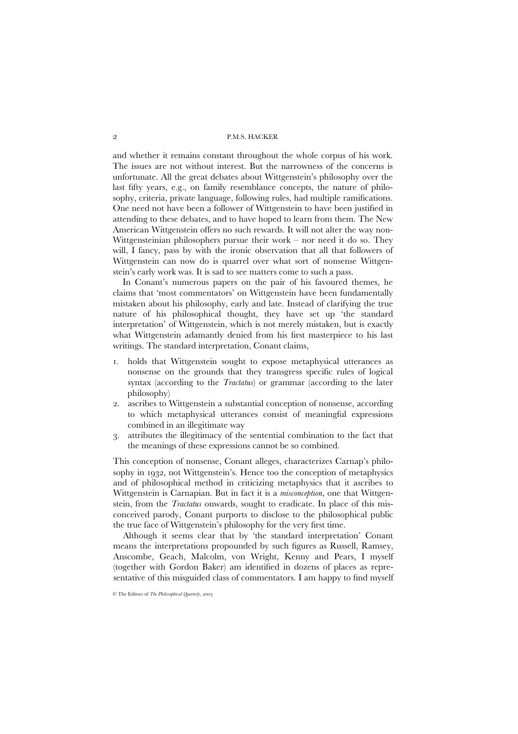and whether it remains constant throughout the whole corpus of his work. The issues are not without interest. But the narrowness of the concerns is unfortunate. All the great debates about Wittgenstein's philosophy over the last fifty years, e.g., on family resemblance concepts, the nature of philosophy, criteria, private language, following rules, had multiple ramifications. One need not have been a follower of Wittgenstein to have been justified in attending to these debates, and to have hoped to learn from them. The New American Wittgenstein offers no such rewards. It will not alter the way non-Wittgensteinian philosophers pursue their work – nor need it do so. They will, I fancy, pass by with the ironic observation that all that followers of Wittgenstein can now do is quarrel over what sort of nonsense Wittgenstein's early work was. It is sad to see matters come to such a pass.

In Conant's numerous papers on the pair of his favoured themes, he claims that 'most commentators' on Wittgenstein have been fundamentally mistaken about his philosophy, early and late. Instead of clarifying the true nature of his philosophical thought, they have set up 'the standard interpretation' of Wittgenstein, which is not merely mistaken, but is exactly what Wittgenstein adamantly denied from his first masterpiece to his last writings. The standard interpretation, Conant claims,

1. holds that Wittgenstein sought to expose metaphysical utterances as nonsense on the grounds that they transgress specific rules of logical syntax (according to the *Tractatus*) or grammar (according to the later philosophy)
2. ascribes to Wittgenstein a substantial conception of nonsense, according to which metaphysical utterances consist of meaningful expressions combined in an illegitimate way
3. attributes the illegitimacy of the sentential combination to the fact that the meanings of these expressions cannot be so combined.

This conception of nonsense, Conant alleges, characterizes Carnap's philosophy in 1932, not Wittgenstein's. Hence too the conception of metaphysics and of philosophical method in criticizing metaphysics that it ascribes to Wittgenstein is Carnapian. But in fact it is a *misconception*, one that Wittgenstein, from the *Tractatus* onwards, sought to eradicate. In place of this misconceived parody, Conant purports to disclose to the philosophical public the true face of Wittgenstein's philosophy for the very first time.

Although it seems clear that by 'the standard interpretation' Conant means the interpretations propounded by such figures as Russell, Ramsey, Anscombe, Geach, Malcolm, von Wright, Kenny and Pears, I myself (together with Gordon Baker) am identified in dozens of places as representative of this misguided class of commentators. I am happy to find myself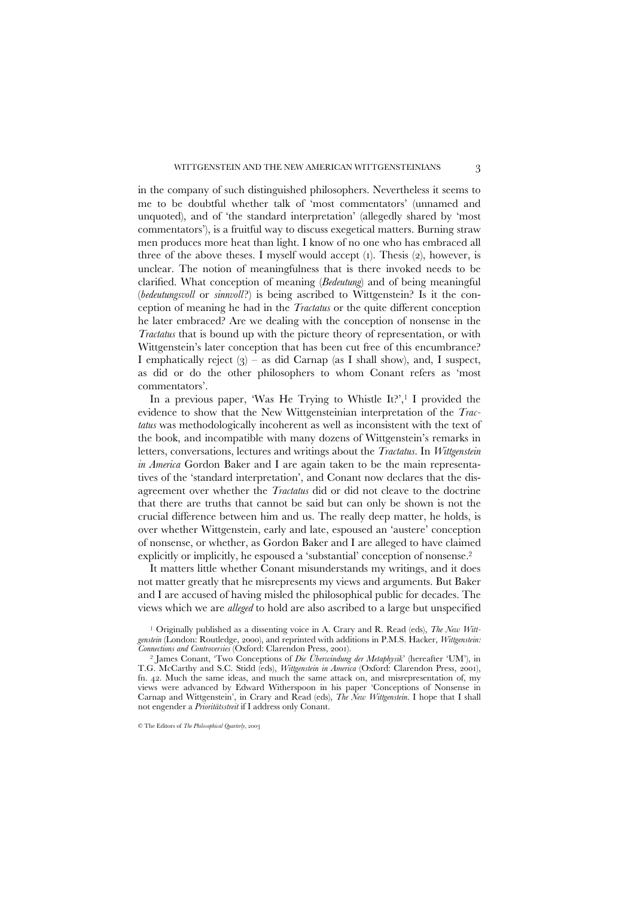in the company of such distinguished philosophers. Nevertheless it seems to me to be doubtful whether talk of 'most commentators' (unnamed and unquoted), and of 'the standard interpretation' (allegedly shared by 'most commentators'), is a fruitful way to discuss exegetical matters. Burning straw men produces more heat than light. I know of no one who has embraced all three of the above theses. I myself would accept (1). Thesis (2), however, is unclear. The notion of meaningfulness that is there invoked needs to be clarified. What conception of meaning (*Bedeutung*) and of being meaningful (*bedeutungsvoll* or *sinnvoll*?) is being ascribed to Wittgenstein? Is it the conception of meaning he had in the *Tractatus* or the quite different conception he later embraced? Are we dealing with the conception of nonsense in the *Tractatus* that is bound up with the picture theory of representation, or with Wittgenstein's later conception that has been cut free of this encumbrance? I emphatically reject (3) – as did Carnap (as I shall show), and, I suspect, as did or do the other philosophers to whom Conant refers as 'most commentators'.

In a previous paper, 'Was He Trying to Whistle It?',[1] I provided the evidence to show that the New Wittgensteinian interpretation of the *Tractatus* was methodologically incoherent as well as inconsistent with the text of the book, and incompatible with many dozens of Wittgenstein's remarks in letters, conversations, lectures and writings about the *Tractatus*. In *Wittgenstein in America* Gordon Baker and I are again taken to be the main representatives of the 'standard interpretation', and Conant now declares that the disagreement over whether the *Tractatus* did or did not cleave to the doctrine that there are truths that cannot be said but can only be shown is not the crucial difference between him and us. The really deep matter, he holds, is over whether Wittgenstein, early and late, espoused an 'austere' conception of nonsense, or whether, as Gordon Baker and I are alleged to have claimed explicitly or implicitly, he espoused a 'substantial' conception of nonsense.[2]

It matters little whether Conant misunderstands my writings, and it does not matter greatly that he misrepresents my views and arguments. But Baker and I are accused of having misled the philosophical public for decades. The views which we are *alleged* to hold are also ascribed to a large but unspecified

[1] Originally published as a dissenting voice in A. Crary and R. Read (eds), *The New Wittgenstein* (London: Routledge, 2000), and reprinted with additions in P.M.S. Hacker, *Wittgenstein: Connections and Controversies* (Oxford: Clarendon Press, 2001).

[2] James Conant, 'Two Conceptions of *Die Überwindung der Metaphysik*' (hereafter 'UM'), in T.G. McCarthy and S.C. Stidd (eds), *Wittgenstein in America* (Oxford: Clarendon Press, 2001), fn. 42. Much the same ideas, and much the same attack on, and misrepresentation of, my views were advanced by Edward Witherspoon in his paper 'Conceptions of Nonsense in Carnap and Wittgenstein', in Crary and Read (eds), *The New Wittgenstein*. I hope that I shall not engender a *Prioritätsstreit* if I address only Conant.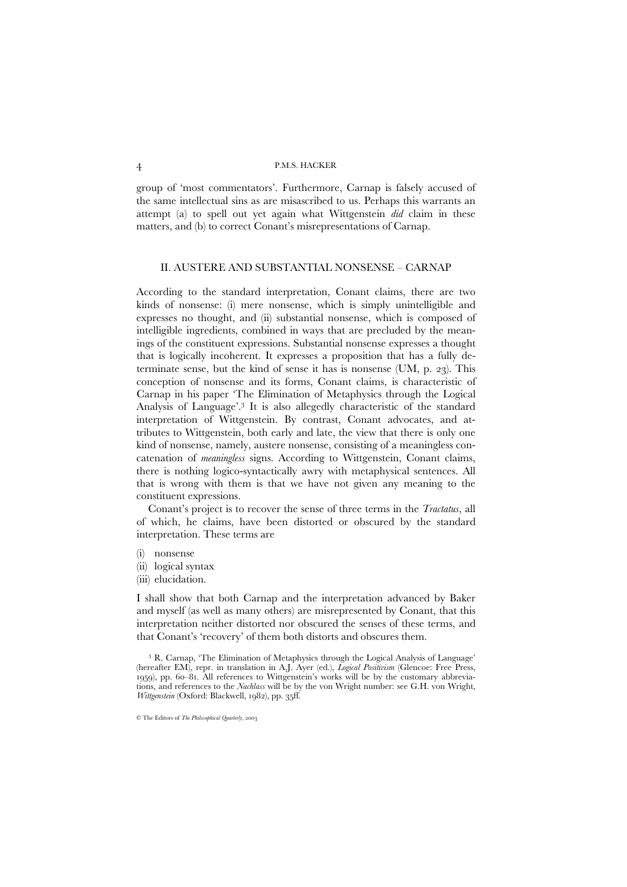group of 'most commentators'. Furthermore, Carnap is falsely accused of the same intellectual sins as are misascribed to us. Perhaps this warrants an attempt (a) to spell out yet again what Wittgenstein *did* claim in these matters, and (b) to correct Conant's misrepresentations of Carnap.

## II. AUSTERE AND SUBSTANTIAL NONSENSE – CARNAP

According to the standard interpretation, Conant claims, there are two kinds of nonsense: (i) mere nonsense, which is simply unintelligible and expresses no thought, and (ii) substantial nonsense, which is composed of intelligible ingredients, combined in ways that are precluded by the meanings of the constituent expressions. Substantial nonsense expresses a thought that is logically incoherent. It expresses a proposition that has a fully determinate sense, but the kind of sense it has is nonsense (UM, p. 23). This conception of nonsense and its forms, Conant claims, is characteristic of Carnap in his paper 'The Elimination of Metaphysics through the Logical Analysis of Language'.[3] It is also allegedly characteristic of the standard interpretation of Wittgenstein. By contrast, Conant advocates, and attributes to Wittgenstein, both early and late, the view that there is only one kind of nonsense, namely, austere nonsense, consisting of a meaningless concatenation of *meaningless* signs. According to Wittgenstein, Conant claims, there is nothing logico-syntactically awry with metaphysical sentences. All that is wrong with them is that we have not given any meaning to the constituent expressions.

Conant's project is to recover the sense of three terms in the *Tractatus*, all of which, he claims, have been distorted or obscured by the standard interpretation. These terms are

(i) nonsense
(ii) logical syntax
(iii) elucidation.

I shall show that both Carnap and the interpretation advanced by Baker and myself (as well as many others) are misrepresented by Conant, that this interpretation neither distorted nor obscured the senses of these terms, and that Conant's 'recovery' of them both distorts and obscures them.

[3] R. Carnap, 'The Elimination of Metaphysics through the Logical Analysis of Language' (hereafter EM), repr. in translation in A.J. Ayer (ed.), *Logical Positivism* (Glencoe: Free Press, 1959), pp. 60–81. All references to Wittgenstein's works will be by the customary abbreviations, and references to the *Nachlass* will be by the von Wright number: see G.H. von Wright, *Wittgenstein* (Oxford: Blackwell, 1982), pp. 35ff.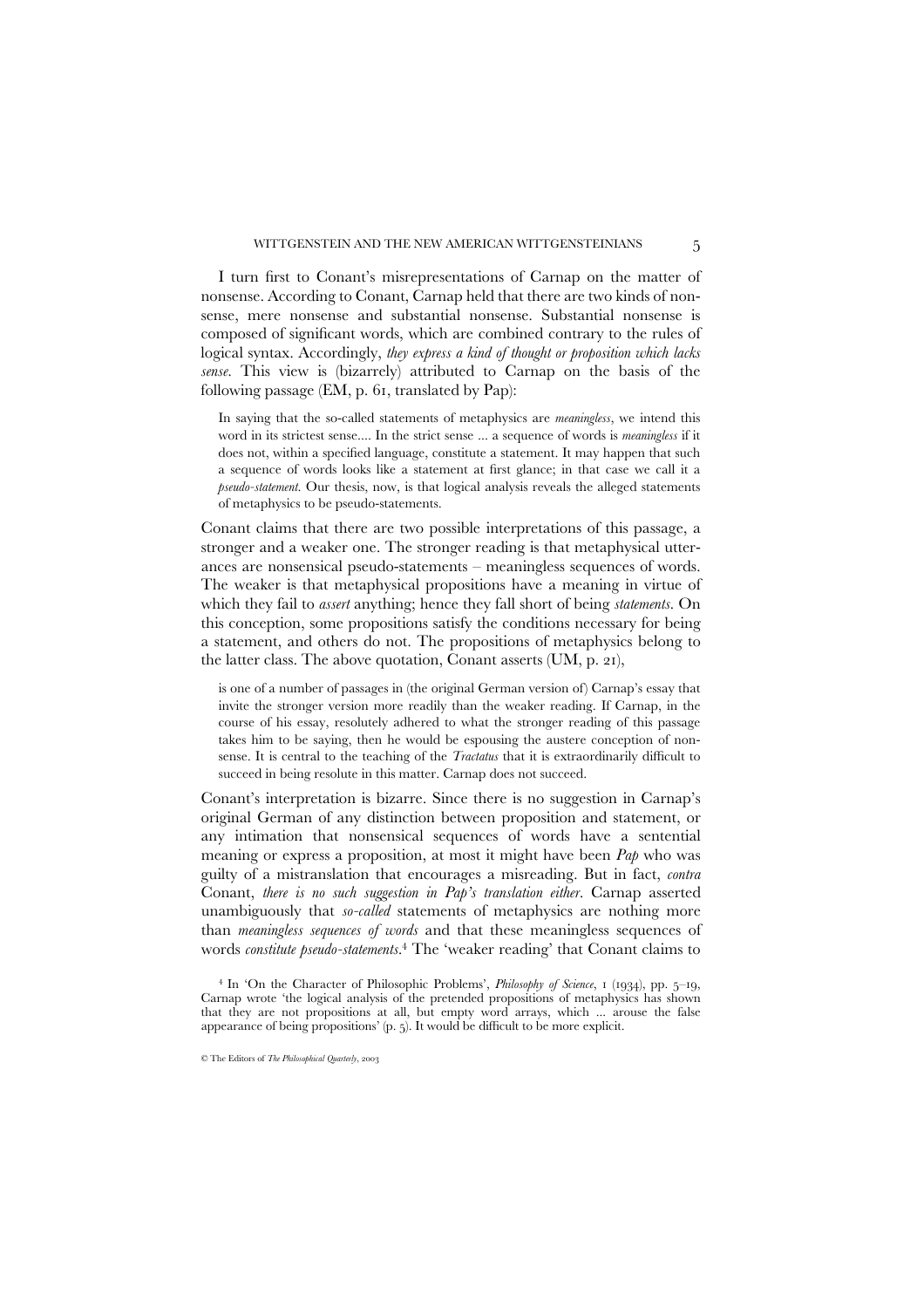I turn first to Conant's misrepresentations of Carnap on the matter of nonsense. According to Conant, Carnap held that there are two kinds of nonsense, mere nonsense and substantial nonsense. Substantial nonsense is composed of significant words, which are combined contrary to the rules of logical syntax. Accordingly, *they express a kind of thought or proposition which lacks sense*. This view is (bizarrely) attributed to Carnap on the basis of the following passage (EM, p. 61, translated by Pap):

> In saying that the so-called statements of metaphysics are *meaningless*, we intend this word in its strictest sense.... In the strict sense ... a sequence of words is *meaningless* if it does not, within a specified language, constitute a statement. It may happen that such a sequence of words looks like a statement at first glance; in that case we call it a *pseudo-statement*. Our thesis, now, is that logical analysis reveals the alleged statements of metaphysics to be pseudo-statements.

Conant claims that there are two possible interpretations of this passage, a stronger and a weaker one. The stronger reading is that metaphysical utterances are nonsensical pseudo-statements – meaningless sequences of words. The weaker is that metaphysical propositions have a meaning in virtue of which they fail to *assert* anything; hence they fall short of being *statements*. On this conception, some propositions satisfy the conditions necessary for being a statement, and others do not. The propositions of metaphysics belong to the latter class. The above quotation, Conant asserts (UM, p. 21),

> is one of a number of passages in (the original German version of) Carnap's essay that invite the stronger version more readily than the weaker reading. If Carnap, in the course of his essay, resolutely adhered to what the stronger reading of this passage takes him to be saying, then he would be espousing the austere conception of nonsense. It is central to the teaching of the *Tractatus* that it is extraordinarily difficult to succeed in being resolute in this matter. Carnap does not succeed.

Conant's interpretation is bizarre. Since there is no suggestion in Carnap's original German of any distinction between proposition and statement, or any intimation that nonsensical sequences of words have a sentential meaning or express a proposition, at most it might have been *Pap* who was guilty of a mistranslation that encourages a misreading. But in fact, *contra* Conant, *there is no such suggestion in Pap's translation either*. Carnap asserted unambiguously that *so-called* statements of metaphysics are nothing more than *meaningless sequences of words* and that these meaningless sequences of words *constitute pseudo-statements*.[4] The 'weaker reading' that Conant claims to

[4] In 'On the Character of Philosophic Problems', *Philosophy of Science*, 1 (1934), pp. 5–19, Carnap wrote 'the logical analysis of the pretended propositions of metaphysics has shown that they are not propositions at all, but empty word arrays, which ... arouse the false appearance of being propositions' (p. 5). It would be difficult to be more explicit.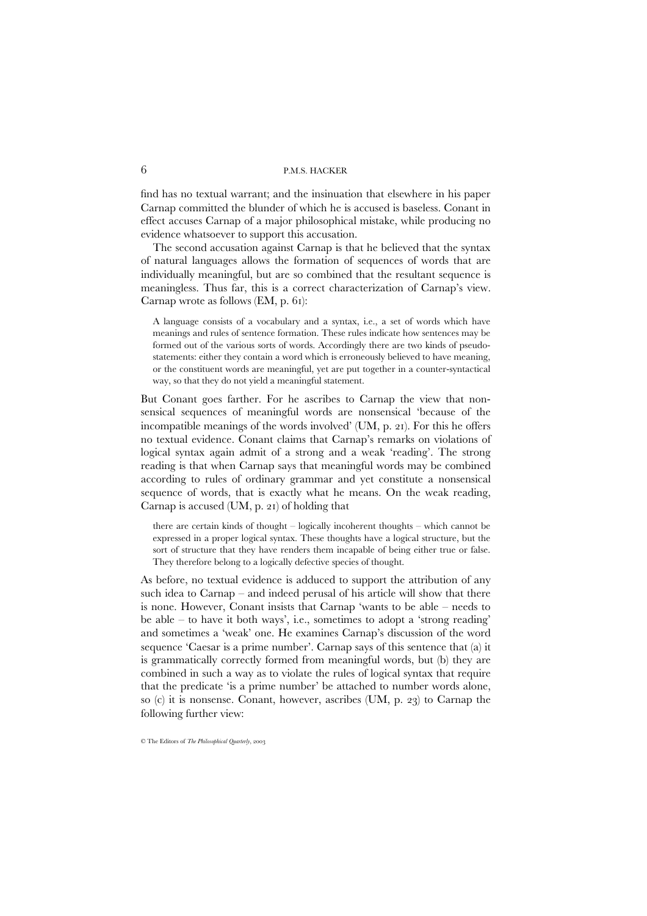find has no textual warrant; and the insinuation that elsewhere in his paper Carnap committed the blunder of which he is accused is baseless. Conant in effect accuses Carnap of a major philosophical mistake, while producing no evidence whatsoever to support this accusation.

The second accusation against Carnap is that he believed that the syntax of natural languages allows the formation of sequences of words that are individually meaningful, but are so combined that the resultant sequence is meaningless. Thus far, this is a correct characterization of Carnap's view. Carnap wrote as follows (EM, p. 61):

> A language consists of a vocabulary and a syntax, i.e., a set of words which have meanings and rules of sentence formation. These rules indicate how sentences may be formed out of the various sorts of words. Accordingly there are two kinds of pseudo-statements: either they contain a word which is erroneously believed to have meaning, or the constituent words are meaningful, yet are put together in a counter-syntactical way, so that they do not yield a meaningful statement.

But Conant goes farther. For he ascribes to Carnap the view that nonsensical sequences of meaningful words are nonsensical 'because of the incompatible meanings of the words involved' (UM, p. 21). For this he offers no textual evidence. Conant claims that Carnap's remarks on violations of logical syntax again admit of a strong and a weak 'reading'. The strong reading is that when Carnap says that meaningful words may be combined according to rules of ordinary grammar and yet constitute a nonsensical sequence of words, that is exactly what he means. On the weak reading, Carnap is accused (UM, p. 21) of holding that

> there are certain kinds of thought – logically incoherent thoughts – which cannot be expressed in a proper logical syntax. These thoughts have a logical structure, but the sort of structure that they have renders them incapable of being either true or false. They therefore belong to a logically defective species of thought.

As before, no textual evidence is adduced to support the attribution of any such idea to Carnap – and indeed perusal of his article will show that there is none. However, Conant insists that Carnap 'wants to be able – needs to be able – to have it both ways', i.e., sometimes to adopt a 'strong reading' and sometimes a 'weak' one. He examines Carnap's discussion of the word sequence 'Caesar is a prime number'. Carnap says of this sentence that (a) it is grammatically correctly formed from meaningful words, but (b) they are combined in such a way as to violate the rules of logical syntax that require that the predicate 'is a prime number' be attached to number words alone, so (c) it is nonsense. Conant, however, ascribes (UM, p. 23) to Carnap the following further view: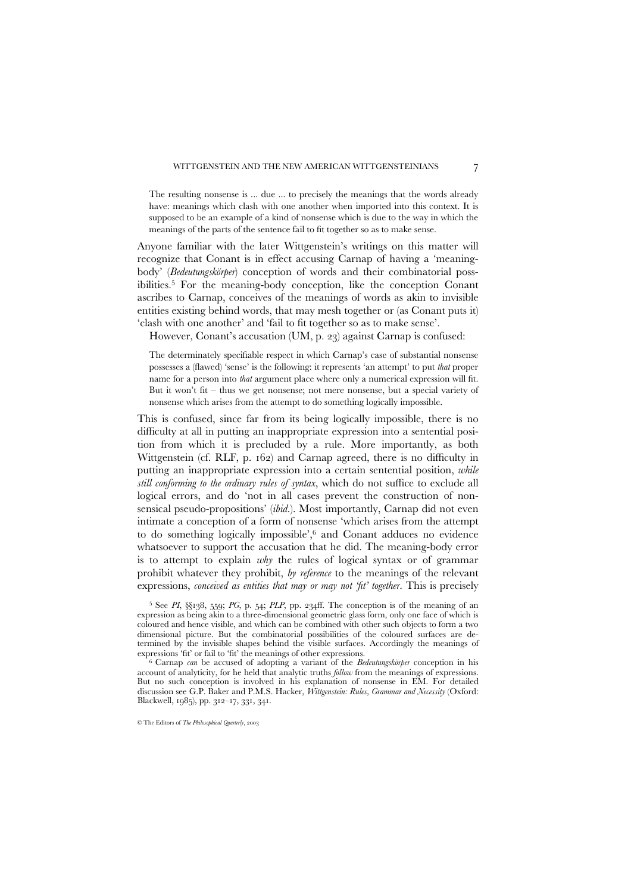> The resulting nonsense is … due … to precisely the meanings that the words already have: meanings which clash with one another when imported into this context. It is supposed to be an example of a kind of nonsense which is due to the way in which the meanings of the parts of the sentence fail to fit together so as to make sense.

Anyone familiar with the later Wittgenstein's writings on this matter will recognize that Conant is in effect accusing Carnap of having a 'meaning-body' (*Bedeutungskörper*) conception of words and their combinatorial possibilities.[5] For the meaning-body conception, like the conception Conant ascribes to Carnap, conceives of the meanings of words as akin to invisible entities existing behind words, that may mesh together or (as Conant puts it) 'clash with one another' and 'fail to fit together so as to make sense'.

However, Conant's accusation (UM, p. 23) against Carnap is confused:

> The determinately specifiable respect in which Carnap's case of substantial nonsense possesses a (flawed) 'sense' is the following: it represents 'an attempt' to put *that* proper name for a person into *that* argument place where only a numerical expression will fit. But it won't fit – thus we get nonsense; not mere nonsense, but a special variety of nonsense which arises from the attempt to do something logically impossible.

This is confused, since far from its being logically impossible, there is no difficulty at all in putting an inappropriate expression into a sentential position from which it is precluded by a rule. More importantly, as both Wittgenstein (cf. RLF, p. 162) and Carnap agreed, there is no difficulty in putting an inappropriate expression into a certain sentential position, *while still conforming to the ordinary rules of syntax*, which do not suffice to exclude all logical errors, and do 'not in all cases prevent the construction of nonsensical pseudo-propositions' (*ibid.*). Most importantly, Carnap did not even intimate a conception of a form of nonsense 'which arises from the attempt to do something logically impossible',[6] and Conant adduces no evidence whatsoever to support the accusation that he did. The meaning-body error is to attempt to explain *why* the rules of logical syntax or of grammar prohibit whatever they prohibit, *by reference* to the meanings of the relevant expressions, *conceived as entities that may or may not 'fit' together*. This is precisely

[5] See *PI*, §§138, 559; *PG*, p. 54; *PLP*, pp. 234ff. The conception is of the meaning of an expression as being akin to a three-dimensional geometric glass form, only one face of which is coloured and hence visible, and which can be combined with other such objects to form a two dimensional picture. But the combinatorial possibilities of the coloured surfaces are determined by the invisible shapes behind the visible surfaces. Accordingly the meanings of expressions 'fit' or fail to 'fit' the meanings of other expressions.

[6] Carnap *can* be accused of adopting a variant of the *Bedeutungskörper* conception in his account of analyticity, for he held that analytic truths *follow* from the meanings of expressions. But no such conception is involved in his explanation of nonsense in EM. For detailed discussion see G.P. Baker and P.M.S. Hacker, *Wittgenstein: Rules, Grammar and Necessity* (Oxford: Blackwell, 1985), pp. 312–17, 331, 341.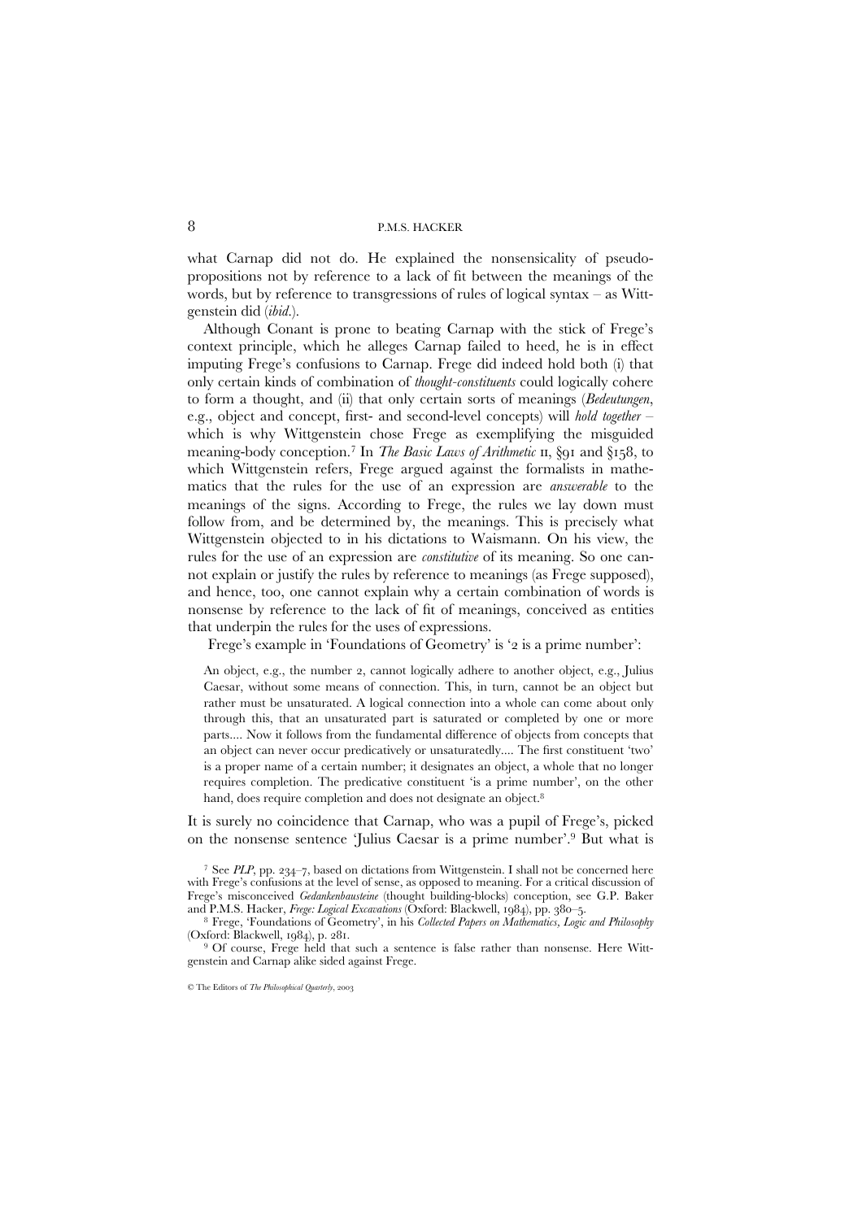what Carnap did not do. He explained the nonsensicality of pseudo-propositions not by reference to a lack of fit between the meanings of the words, but by reference to transgressions of rules of logical syntax – as Wittgenstein did (*ibid.*).

Although Conant is prone to beating Carnap with the stick of Frege's context principle, which he alleges Carnap failed to heed, he is in effect imputing Frege's confusions to Carnap. Frege did indeed hold both (i) that only certain kinds of combination of *thought-constituents* could logically cohere to form a thought, and (ii) that only certain sorts of meanings (*Bedeutungen*, e.g., object and concept, first- and second-level concepts) will *hold together* – which is why Wittgenstein chose Frege as exemplifying the misguided meaning-body conception.[7] In *The Basic Laws of Arithmetic* II, §91 and §158, to which Wittgenstein refers, Frege argued against the formalists in mathematics that the rules for the use of an expression are *answerable* to the meanings of the signs. According to Frege, the rules we lay down must follow from, and be determined by, the meanings. This is precisely what Wittgenstein objected to in his dictations to Waismann. On his view, the rules for the use of an expression are *constitutive* of its meaning. So one cannot explain or justify the rules by reference to meanings (as Frege supposed), and hence, too, one cannot explain why a certain combination of words is nonsense by reference to the lack of fit of meanings, conceived as entities that underpin the rules for the uses of expressions.

Frege's example in 'Foundations of Geometry' is '2 is a prime number':

> An object, e.g., the number 2, cannot logically adhere to another object, e.g., Julius Caesar, without some means of connection. This, in turn, cannot be an object but rather must be unsaturated. A logical connection into a whole can come about only through this, that an unsaturated part is saturated or completed by one or more parts.... Now it follows from the fundamental difference of objects from concepts that an object can never occur predicatively or unsaturatedly.... The first constituent 'two' is a proper name of a certain number; it designates an object, a whole that no longer requires completion. The predicative constituent 'is a prime number', on the other hand, does require completion and does not designate an object.[8]

It is surely no coincidence that Carnap, who was a pupil of Frege's, picked on the nonsense sentence 'Julius Caesar is a prime number'.[9] But what is

[7] See *PLP*, pp. 234–7, based on dictations from Wittgenstein. I shall not be concerned here with Frege's confusions at the level of sense, as opposed to meaning. For a critical discussion of Frege's misconceived *Gedankenbausteine* (thought building-blocks) conception, see G.P. Baker and P.M.S. Hacker, *Frege: Logical Excavations* (Oxford: Blackwell, 1984), pp. 380–5.

[8] Frege, 'Foundations of Geometry', in his *Collected Papers on Mathematics, Logic and Philosophy* (Oxford: Blackwell, 1984), p. 281.

[9] Of course, Frege held that such a sentence is false rather than nonsense. Here Wittgenstein and Carnap alike sided against Frege.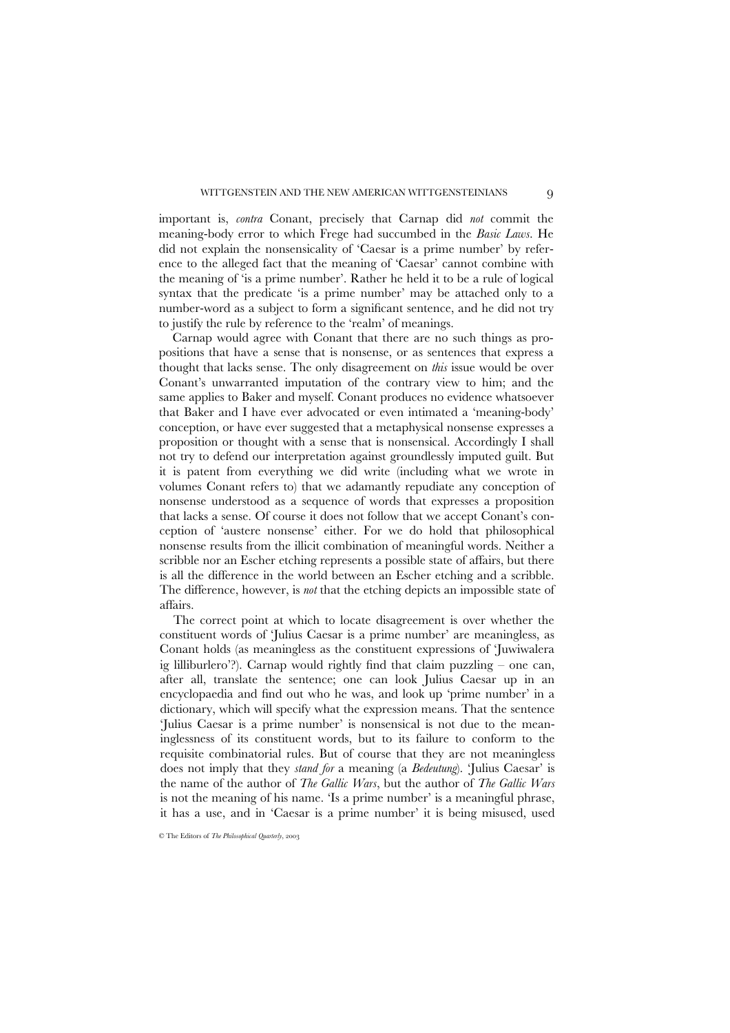important is, *contra* Conant, precisely that Carnap did *not* commit the meaning-body error to which Frege had succumbed in the *Basic Laws*. He did not explain the nonsensicality of 'Caesar is a prime number' by reference to the alleged fact that the meaning of 'Caesar' cannot combine with the meaning of 'is a prime number'. Rather he held it to be a rule of logical syntax that the predicate 'is a prime number' may be attached only to a number-word as a subject to form a significant sentence, and he did not try to justify the rule by reference to the 'realm' of meanings.

Carnap would agree with Conant that there are no such things as propositions that have a sense that is nonsense, or as sentences that express a thought that lacks sense. The only disagreement on *this* issue would be over Conant's unwarranted imputation of the contrary view to him; and the same applies to Baker and myself. Conant produces no evidence whatsoever that Baker and I have ever advocated or even intimated a 'meaning-body' conception, or have ever suggested that a metaphysical nonsense expresses a proposition or thought with a sense that is nonsensical. Accordingly I shall not try to defend our interpretation against groundlessly imputed guilt. But it is patent from everything we did write (including what we wrote in volumes Conant refers to) that we adamantly repudiate any conception of nonsense understood as a sequence of words that expresses a proposition that lacks a sense. Of course it does not follow that we accept Conant's conception of 'austere nonsense' either. For we do hold that philosophical nonsense results from the illicit combination of meaningful words. Neither a scribble nor an Escher etching represents a possible state of affairs, but there is all the difference in the world between an Escher etching and a scribble. The difference, however, is *not* that the etching depicts an impossible state of affairs.

The correct point at which to locate disagreement is over whether the constituent words of 'Julius Caesar is a prime number' are meaningless, as Conant holds (as meaningless as the constituent expressions of 'Juwiwalera ig lilliburlero'?). Carnap would rightly find that claim puzzling – one can, after all, translate the sentence; one can look Julius Caesar up in an encyclopaedia and find out who he was, and look up 'prime number' in a dictionary, which will specify what the expression means. That the sentence 'Julius Caesar is a prime number' is nonsensical is not due to the meaninglessness of its constituent words, but to its failure to conform to the requisite combinatorial rules. But of course that they are not meaningless does not imply that they *stand for* a meaning (a *Bedeutung*). 'Julius Caesar' is the name of the author of *The Gallic Wars*, but the author of *The Gallic Wars* is not the meaning of his name. 'Is a prime number' is a meaningful phrase, it has a use, and in 'Caesar is a prime number' it is being misused, used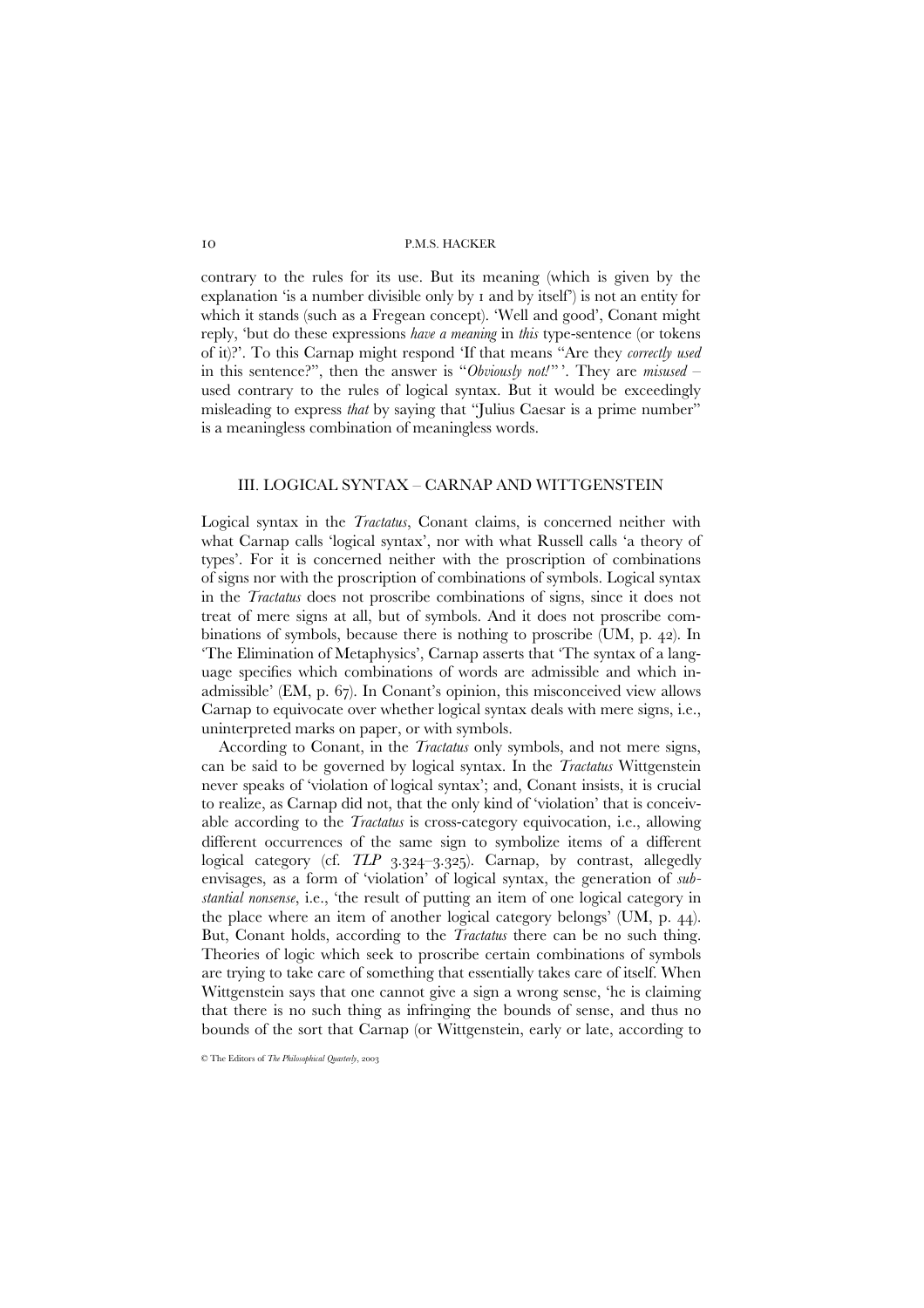contrary to the rules for its use. But its meaning (which is given by the explanation 'is a number divisible only by 1 and by itself') is not an entity for which it stands (such as a Fregean concept). 'Well and good', Conant might reply, 'but do these expressions *have a meaning* in *this* type-sentence (or tokens of it)?'. To this Carnap might respond 'If that means "Are they *correctly used* in this sentence?", then the answer is "*Obviously not!*"'. They are *misused* – used contrary to the rules of logical syntax. But it would be exceedingly misleading to express *that* by saying that "Julius Caesar is a prime number" is a meaningless combination of meaningless words.

## III. LOGICAL SYNTAX – CARNAP AND WITTGENSTEIN

Logical syntax in the *Tractatus*, Conant claims, is concerned neither with what Carnap calls 'logical syntax', nor with what Russell calls 'a theory of types'. For it is concerned neither with the proscription of combinations of signs nor with the proscription of combinations of symbols. Logical syntax in the *Tractatus* does not proscribe combinations of signs, since it does not treat of mere signs at all, but of symbols. And it does not proscribe combinations of symbols, because there is nothing to proscribe (UM, p. 42). In 'The Elimination of Metaphysics', Carnap asserts that 'The syntax of a language specifies which combinations of words are admissible and which inadmissible' (EM, p. 67). In Conant's opinion, this misconceived view allows Carnap to equivocate over whether logical syntax deals with mere signs, i.e., uninterpreted marks on paper, or with symbols.

According to Conant, in the *Tractatus* only symbols, and not mere signs, can be said to be governed by logical syntax. In the *Tractatus* Wittgenstein never speaks of 'violation of logical syntax'; and, Conant insists, it is crucial to realize, as Carnap did not, that the only kind of 'violation' that is conceivable according to the *Tractatus* is cross-category equivocation, i.e., allowing different occurrences of the same sign to symbolize items of a different logical category (cf. *TLP* 3.324–3.325). Carnap, by contrast, allegedly envisages, as a form of 'violation' of logical syntax, the generation of *substantial nonsense*, i.e., 'the result of putting an item of one logical category in the place where an item of another logical category belongs' (UM, p. 44). But, Conant holds, according to the *Tractatus* there can be no such thing. Theories of logic which seek to proscribe certain combinations of symbols are trying to take care of something that essentially takes care of itself. When Wittgenstein says that one cannot give a sign a wrong sense, 'he is claiming that there is no such thing as infringing the bounds of sense, and thus no bounds of the sort that Carnap (or Wittgenstein, early or late, according to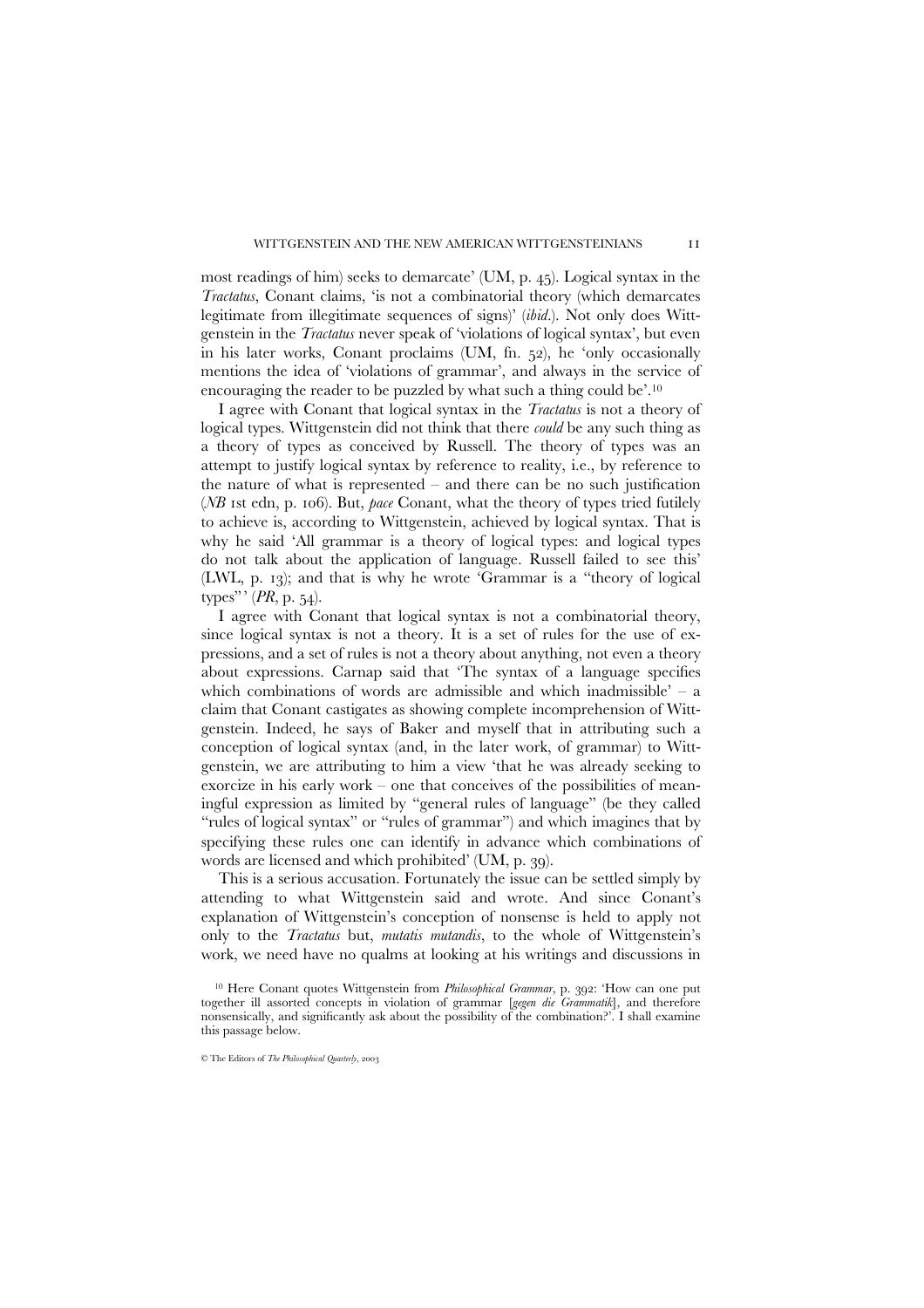most readings of him) seeks to demarcate' (UM, p. 45). Logical syntax in the *Tractatus*, Conant claims, 'is not a combinatorial theory (which demarcates legitimate from illegitimate sequences of signs)' (*ibid.*). Not only does Wittgenstein in the *Tractatus* never speak of 'violations of logical syntax', but even in his later works, Conant proclaims (UM, fn. 52), he 'only occasionally mentions the idea of 'violations of grammar', and always in the service of encouraging the reader to be puzzled by what such a thing could be'.[10]

I agree with Conant that logical syntax in the *Tractatus* is not a theory of logical types. Wittgenstein did not think that there *could* be any such thing as a theory of types as conceived by Russell. The theory of types was an attempt to justify logical syntax by reference to reality, i.e., by reference to the nature of what is represented – and there can be no such justification (*NB* 1st edn, p. 106). But, *pace* Conant, what the theory of types tried futilely to achieve is, according to Wittgenstein, achieved by logical syntax. That is why he said 'All grammar is a theory of logical types: and logical types do not talk about the application of language. Russell failed to see this' (LWL, p. 13); and that is why he wrote 'Grammar is a "theory of logical types"' (*PR*, p. 54).

I agree with Conant that logical syntax is not a combinatorial theory, since logical syntax is not a theory. It is a set of rules for the use of expressions, and a set of rules is not a theory about anything, not even a theory about expressions. Carnap said that 'The syntax of a language specifies which combinations of words are admissible and which inadmissible' – a claim that Conant castigates as showing complete incomprehension of Wittgenstein. Indeed, he says of Baker and myself that in attributing such a conception of logical syntax (and, in the later work, of grammar) to Wittgenstein, we are attributing to him a view 'that he was already seeking to exorcize in his early work – one that conceives of the possibilities of meaningful expression as limited by "general rules of language" (be they called "rules of logical syntax" or "rules of grammar") and which imagines that by specifying these rules one can identify in advance which combinations of words are licensed and which prohibited' (UM, p. 39).

This is a serious accusation. Fortunately the issue can be settled simply by attending to what Wittgenstein said and wrote. And since Conant's explanation of Wittgenstein's conception of nonsense is held to apply not only to the *Tractatus* but, *mutatis mutandis*, to the whole of Wittgenstein's work, we need have no qualms at looking at his writings and discussions in

[10] Here Conant quotes Wittgenstein from *Philosophical Grammar*, p. 392: 'How can one put together ill assorted concepts in violation of grammar [*gegen die Grammatik*], and therefore nonsensically, and significantly ask about the possibility of the combination?'. I shall examine this passage below.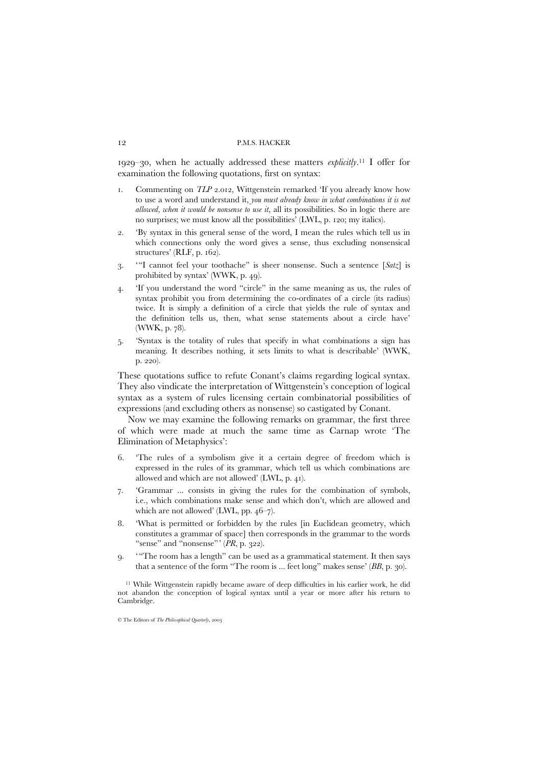1929–30, when he actually addressed these matters *explicitly*.[11] I offer for examination the following quotations, first on syntax:

1. Commenting on *TLP* 2.012, Wittgenstein remarked 'If you already know how to use a word and understand it, *you must already know in what combinations it is not allowed, when it would be nonsense to use it*, all its possibilities. So in logic there are no surprises; we must know all the possibilities' (LWL, p. 120; my italics).
2. 'By syntax in this general sense of the word, I mean the rules which tell us in which connections only the word gives a sense, thus excluding nonsensical structures' (RLF, p. 162).
3. '"I cannot feel your toothache" is sheer nonsense. Such a sentence [*Satz*] is prohibited by syntax' (WWK, p. 49).
4. 'If you understand the word "circle" in the same meaning as us, the rules of syntax prohibit you from determining the co-ordinates of a circle (its radius) twice. It is simply a definition of a circle that yields the rule of syntax and the definition tells us, then, what sense statements about a circle have' (WWK, p. 78).
5. 'Syntax is the totality of rules that specify in what combinations a sign has meaning. It describes nothing, it sets limits to what is describable' (WWK, p. 220).

These quotations suffice to refute Conant's claims regarding logical syntax. They also vindicate the interpretation of Wittgenstein's conception of logical syntax as a system of rules licensing certain combinatorial possibilities of expressions (and excluding others as nonsense) so castigated by Conant.

Now we may examine the following remarks on grammar, the first three of which were made at much the same time as Carnap wrote 'The Elimination of Metaphysics':

6. 'The rules of a symbolism give it a certain degree of freedom which is expressed in the rules of its grammar, which tell us which combinations are allowed and which are not allowed' (LWL, p. 41).
7. 'Grammar ... consists in giving the rules for the combination of symbols, i.e., which combinations make sense and which don't, which are allowed and which are not allowed' (LWL, pp. 46–7).
8. 'What is permitted or forbidden by the rules [in Euclidean geometry, which constitutes a grammar of space] then corresponds in the grammar to the words "sense" and "nonsense"' (*PR*, p. 322).
9. '"The room has a length" can be used as a grammatical statement. It then says that a sentence of the form "The room is ... feet long" makes sense' (*BB*, p. 30).

[11] While Wittgenstein rapidly became aware of deep difficulties in his earlier work, he did not abandon the conception of logical syntax until a year or more after his return to Cambridge.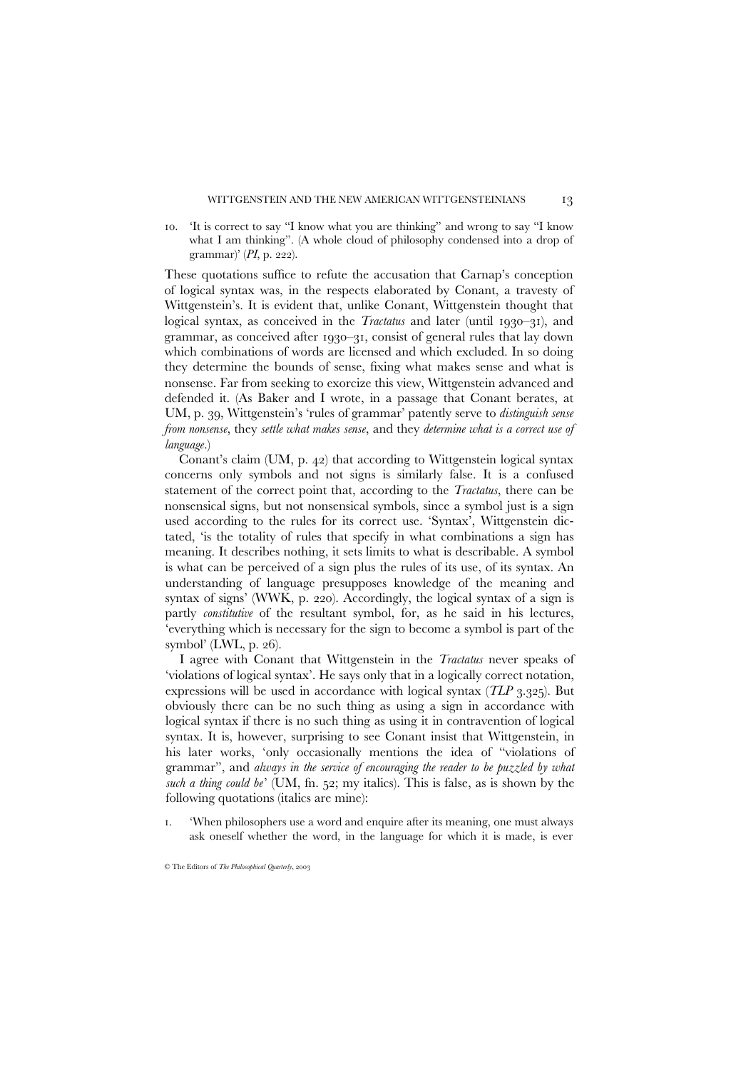10. 'It is correct to say "I know what you are thinking" and wrong to say "I know what I am thinking". (A whole cloud of philosophy condensed into a drop of grammar)' (*PI*, p. 222).

These quotations suffice to refute the accusation that Carnap's conception of logical syntax was, in the respects elaborated by Conant, a travesty of Wittgenstein's. It is evident that, unlike Conant, Wittgenstein thought that logical syntax, as conceived in the *Tractatus* and later (until 1930–31), and grammar, as conceived after 1930–31, consist of general rules that lay down which combinations of words are licensed and which excluded. In so doing they determine the bounds of sense, fixing what makes sense and what is nonsense. Far from seeking to exorcize this view, Wittgenstein advanced and defended it. (As Baker and I wrote, in a passage that Conant berates, at UM, p. 39, Wittgenstein's 'rules of grammar' patently serve to *distinguish sense from nonsense*, they *settle what makes sense*, and they *determine what is a correct use of language*.)

Conant's claim (UM, p. 42) that according to Wittgenstein logical syntax concerns only symbols and not signs is similarly false. It is a confused statement of the correct point that, according to the *Tractatus*, there can be nonsensical signs, but not nonsensical symbols, since a symbol just is a sign used according to the rules for its correct use. 'Syntax', Wittgenstein dictated, 'is the totality of rules that specify in what combinations a sign has meaning. It describes nothing, it sets limits to what is describable. A symbol is what can be perceived of a sign plus the rules of its use, of its syntax. An understanding of language presupposes knowledge of the meaning and syntax of signs' (WWK, p. 220). Accordingly, the logical syntax of a sign is partly *constitutive* of the resultant symbol, for, as he said in his lectures, 'everything which is necessary for the sign to become a symbol is part of the symbol' (LWL, p. 26).

I agree with Conant that Wittgenstein in the *Tractatus* never speaks of 'violations of logical syntax'. He says only that in a logically correct notation, expressions will be used in accordance with logical syntax (*TLP* 3.325). But obviously there can be no such thing as using a sign in accordance with logical syntax if there is no such thing as using it in contravention of logical syntax. It is, however, surprising to see Conant insist that Wittgenstein, in his later works, 'only occasionally mentions the idea of "violations of grammar", and *always in the service of encouraging the reader to be puzzled by what such a thing could be*' (UM, fn. 52; my italics). This is false, as is shown by the following quotations (italics are mine):

1. 'When philosophers use a word and enquire after its meaning, one must always ask oneself whether the word, in the language for which it is made, is ever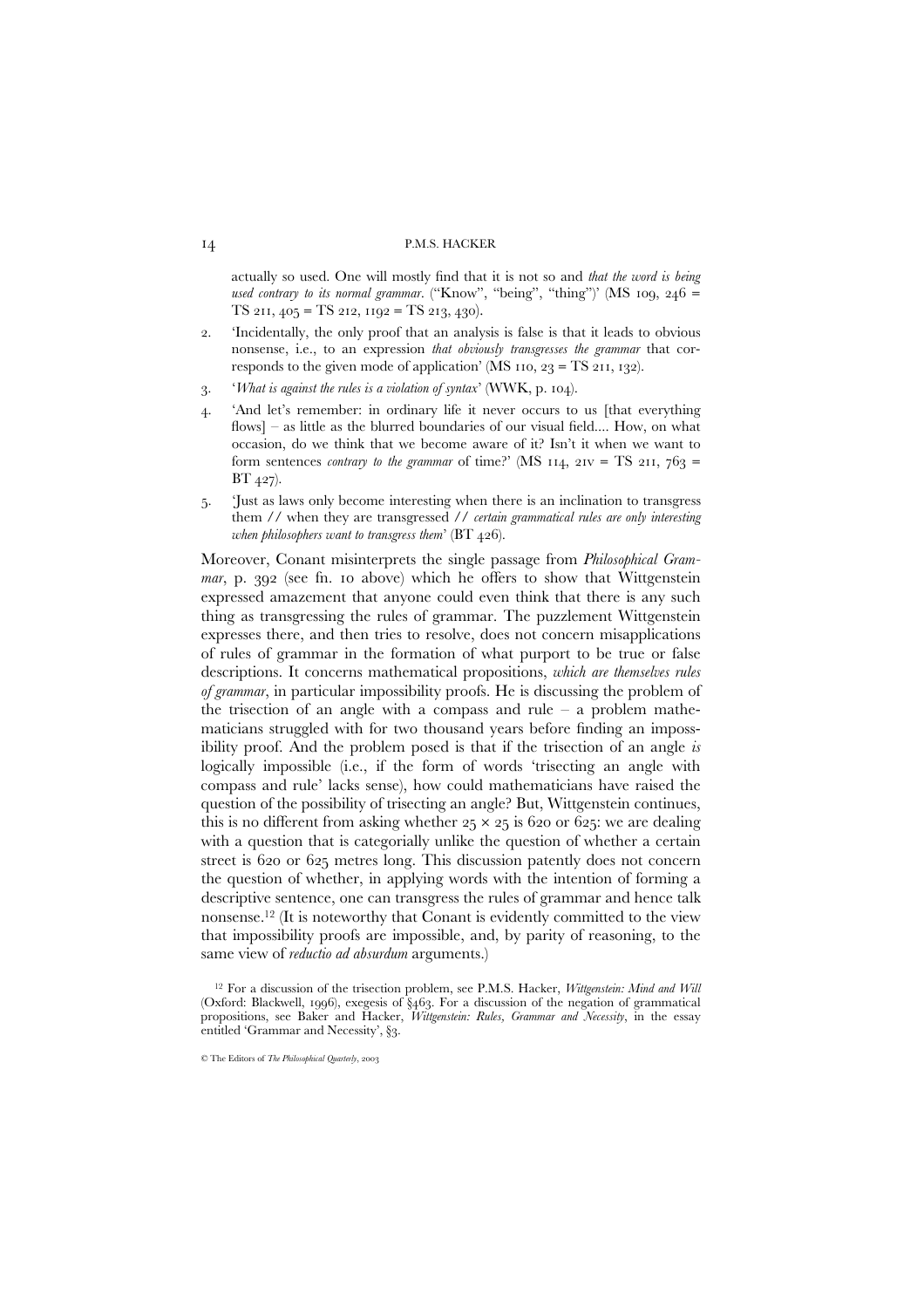actually so used. One will mostly find that it is not so and *that the word is being used contrary to its normal grammar*. ("Know", "being", "thing")' (MS 109, 246 = TS 211, 405 = TS 212, 1192 = TS 213, 430).

2. 'Incidentally, the only proof that an analysis is false is that it leads to obvious nonsense, i.e., to an expression *that obviously transgresses the grammar* that corresponds to the given mode of application' (MS 110, 23 = TS 211, 132).
3. '*What is against the rules is a violation of syntax*' (WWK, p. 104).
4. 'And let's remember: in ordinary life it never occurs to us [that everything flows] – as little as the blurred boundaries of our visual field.... How, on what occasion, do we think that we become aware of it? Isn't it when we want to form sentences *contrary to the grammar* of time?' (MS 114, 21v = TS 211, 763 = BT 427).
5. 'Just as laws only become interesting when there is an inclination to transgress them // when they are transgressed // *certain grammatical rules are only interesting when philosophers want to transgress them*' (BT 426).

Moreover, Conant misinterprets the single passage from *Philosophical Grammar*, p. 392 (see fn. 10 above) which he offers to show that Wittgenstein expressed amazement that anyone could even think that there is any such thing as transgressing the rules of grammar. The puzzlement Wittgenstein expresses there, and then tries to resolve, does not concern misapplications of rules of grammar in the formation of what purport to be true or false descriptions. It concerns mathematical propositions, *which are themselves rules of grammar*, in particular impossibility proofs. He is discussing the problem of the trisection of an angle with a compass and rule – a problem mathematicians struggled with for two thousand years before finding an impossibility proof. And the problem posed is that if the trisection of an angle *is* logically impossible (i.e., if the form of words 'trisecting an angle with compass and rule' lacks sense), how could mathematicians have raised the question of the possibility of trisecting an angle? But, Wittgenstein continues, this is no different from asking whether $25 \times 25$ is 620 or 625: we are dealing with a question that is categorially unlike the question of whether a certain street is 620 or 625 metres long. This discussion patently does not concern the question of whether, in applying words with the intention of forming a descriptive sentence, one can transgress the rules of grammar and hence talk nonsense.[12] (It is noteworthy that Conant is evidently committed to the view that impossibility proofs are impossible, and, by parity of reasoning, to the same view of *reductio ad absurdum* arguments.)

[12] For a discussion of the trisection problem, see P.M.S. Hacker, *Wittgenstein: Mind and Will* (Oxford: Blackwell, 1996), exegesis of §463. For a discussion of the negation of grammatical propositions, see Baker and Hacker, *Wittgenstein: Rules, Grammar and Necessity*, in the essay entitled 'Grammar and Necessity', §3.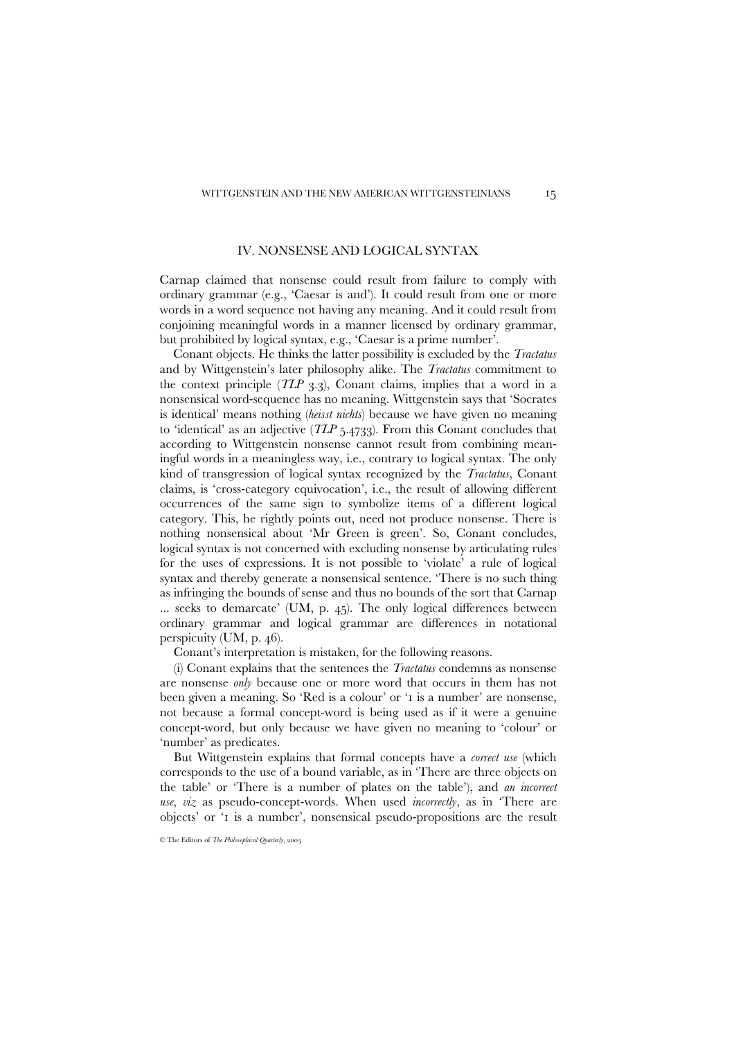## IV. NONSENSE AND LOGICAL SYNTAX

Carnap claimed that nonsense could result from failure to comply with ordinary grammar (e.g., 'Caesar is and'). It could result from one or more words in a word sequence not having any meaning. And it could result from conjoining meaningful words in a manner licensed by ordinary grammar, but prohibited by logical syntax, e.g., 'Caesar is a prime number'.

Conant objects. He thinks the latter possibility is excluded by the *Tractatus* and by Wittgenstein's later philosophy alike. The *Tractatus* commitment to the context principle (*TLP* 3.3), Conant claims, implies that a word in a nonsensical word-sequence has no meaning. Wittgenstein says that 'Socrates is identical' means nothing (*heisst nichts*) because we have given no meaning to 'identical' as an adjective (*TLP* 5.4733). From this Conant concludes that according to Wittgenstein nonsense cannot result from combining meaningful words in a meaningless way, i.e., contrary to logical syntax. The only kind of transgression of logical syntax recognized by the *Tractatus*, Conant claims, is 'cross-category equivocation', i.e., the result of allowing different occurrences of the same sign to symbolize items of a different logical category. This, he rightly points out, need not produce nonsense. There is nothing nonsensical about 'Mr Green is green'. So, Conant concludes, logical syntax is not concerned with excluding nonsense by articulating rules for the uses of expressions. It is not possible to 'violate' a rule of logical syntax and thereby generate a nonsensical sentence. 'There is no such thing as infringing the bounds of sense and thus no bounds of the sort that Carnap ... seeks to demarcate' (UM, p. 45). The only logical differences between ordinary grammar and logical grammar are differences in notational perspicuity (UM, p. 46).

Conant's interpretation is mistaken, for the following reasons.

(i) Conant explains that the sentences the *Tractatus* condemns as nonsense are nonsense *only* because one or more word that occurs in them has not been given a meaning. So 'Red is a colour' or '1 is a number' are nonsense, not because a formal concept-word is being used as if it were a genuine concept-word, but only because we have given no meaning to 'colour' or 'number' as predicates.

But Wittgenstein explains that formal concepts have a *correct use* (which corresponds to the use of a bound variable, as in 'There are three objects on the table' or 'There is a number of plates on the table'), and *an incorrect use*, *viz* as pseudo-concept-words. When used *incorrectly*, as in 'There are objects' or '1 is a number', nonsensical pseudo-propositions are the result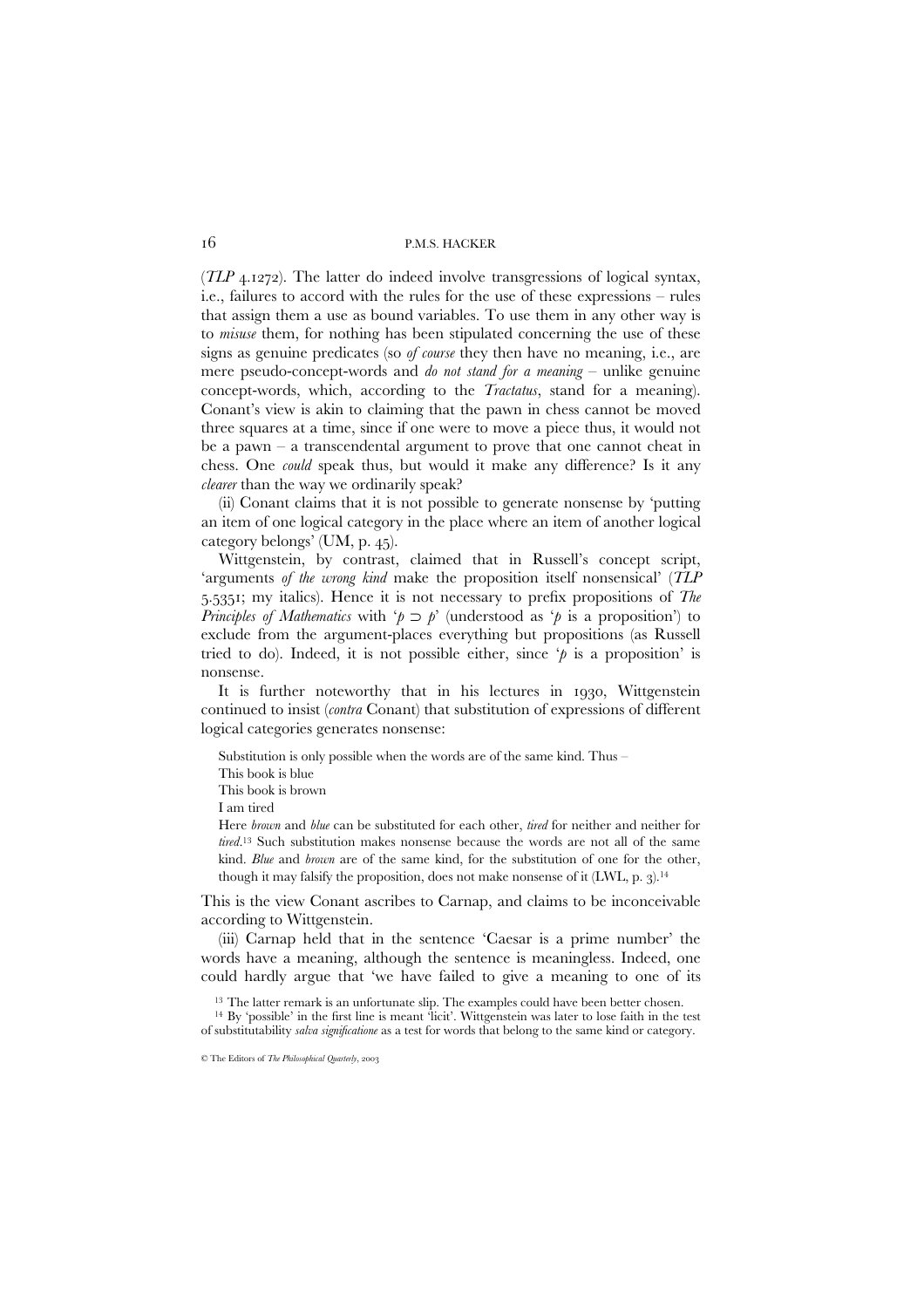(*TLP* 4.1272). The latter do indeed involve transgressions of logical syntax, i.e., failures to accord with the rules for the use of these expressions – rules that assign them a use as bound variables. To use them in any other way is to *misuse* them, for nothing has been stipulated concerning the use of these signs as genuine predicates (so *of course* they then have no meaning, i.e., are mere pseudo-concept-words and *do not stand for a meaning* – unlike genuine concept-words, which, according to the *Tractatus*, stand for a meaning). Conant's view is akin to claiming that the pawn in chess cannot be moved three squares at a time, since if one were to move a piece thus, it would not be a pawn – a transcendental argument to prove that one cannot cheat in chess. One *could* speak thus, but would it make any difference? Is it any *clearer* than the way we ordinarily speak?

(ii) Conant claims that it is not possible to generate nonsense by 'putting an item of one logical category in the place where an item of another logical category belongs' (UM, p. 45).

Wittgenstein, by contrast, claimed that in Russell's concept script, 'arguments *of the wrong kind* make the proposition itself nonsensical' (*TLP* 5.5351; my italics). Hence it is not necessary to prefix propositions of *The Principles of Mathematics* with '$p \supset p$' (understood as '$p$ is a proposition') to exclude from the argument-places everything but propositions (as Russell tried to do). Indeed, it is not possible either, since '$p$ is a proposition' is nonsense.

It is further noteworthy that in his lectures in 1930, Wittgenstein continued to insist (*contra* Conant) that substitution of expressions of different logical categories generates nonsense:

> Substitution is only possible when the words are of the same kind. Thus –
> This book is blue
> This book is brown
> I am tired
> Here *brown* and *blue* can be substituted for each other, *tired* for neither and neither for *tired*.[13] Such substitution makes nonsense because the words are not all of the same kind. *Blue* and *brown* are of the same kind, for the substitution of one for the other, though it may falsify the proposition, does not make nonsense of it (LWL, p. 3).[14]

This is the view Conant ascribes to Carnap, and claims to be inconceivable according to Wittgenstein.

(iii) Carnap held that in the sentence 'Caesar is a prime number' the words have a meaning, although the sentence is meaningless. Indeed, one could hardly argue that 'we have failed to give a meaning to one of its

[13] The latter remark is an unfortunate slip. The examples could have been better chosen.

[14] By 'possible' in the first line is meant 'licit'. Wittgenstein was later to lose faith in the test of substitutability *salva significatione* as a test for words that belong to the same kind or category.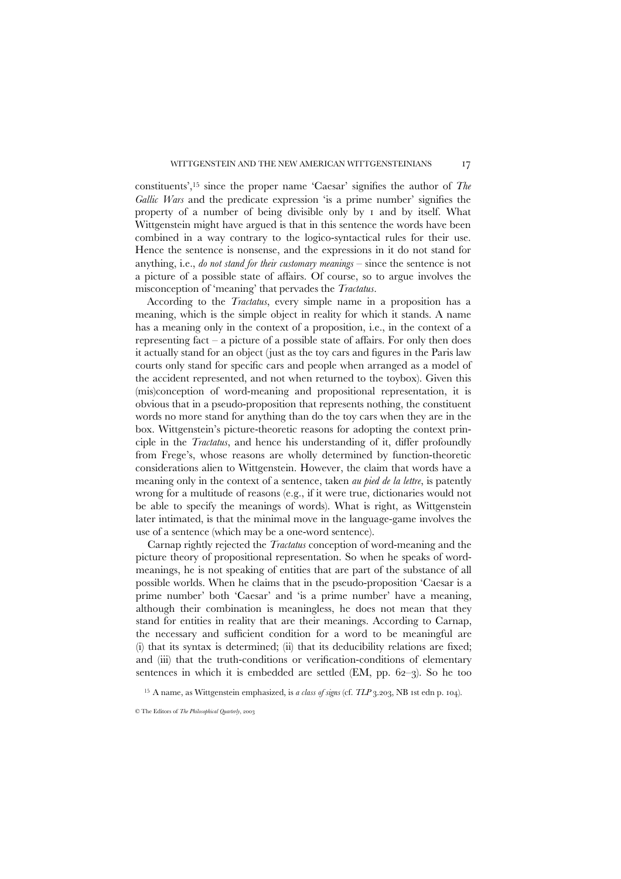constituents',[15] since the proper name 'Caesar' signifies the author of *The Gallic Wars* and the predicate expression 'is a prime number' signifies the property of a number of being divisible only by 1 and by itself. What Wittgenstein might have argued is that in this sentence the words have been combined in a way contrary to the logico-syntactical rules for their use. Hence the sentence is nonsense, and the expressions in it do not stand for anything, i.e., *do not stand for their customary meanings* – since the sentence is not a picture of a possible state of affairs. Of course, so to argue involves the misconception of 'meaning' that pervades the *Tractatus*.

According to the *Tractatus*, every simple name in a proposition has a meaning, which is the simple object in reality for which it stands. A name has a meaning only in the context of a proposition, i.e., in the context of a representing fact – a picture of a possible state of affairs. For only then does it actually stand for an object (just as the toy cars and figures in the Paris law courts only stand for specific cars and people when arranged as a model of the accident represented, and not when returned to the toybox). Given this (mis)conception of word-meaning and propositional representation, it is obvious that in a pseudo-proposition that represents nothing, the constituent words no more stand for anything than do the toy cars when they are in the box. Wittgenstein's picture-theoretic reasons for adopting the context principle in the *Tractatus*, and hence his understanding of it, differ profoundly from Frege's, whose reasons are wholly determined by function-theoretic considerations alien to Wittgenstein. However, the claim that words have a meaning only in the context of a sentence, taken *au pied de la lettre*, is patently wrong for a multitude of reasons (e.g., if it were true, dictionaries would not be able to specify the meanings of words). What is right, as Wittgenstein later intimated, is that the minimal move in the language-game involves the use of a sentence (which may be a one-word sentence).

Carnap rightly rejected the *Tractatus* conception of word-meaning and the picture theory of propositional representation. So when he speaks of word-meanings, he is not speaking of entities that are part of the substance of all possible worlds. When he claims that in the pseudo-proposition 'Caesar is a prime number' both 'Caesar' and 'is a prime number' have a meaning, although their combination is meaningless, he does not mean that they stand for entities in reality that are their meanings. According to Carnap, the necessary and sufficient condition for a word to be meaningful are (i) that its syntax is determined; (ii) that its deducibility relations are fixed; and (iii) that the truth-conditions or verification-conditions of elementary sentences in which it is embedded are settled (EM, pp. 62–3). So he too

[15] A name, as Wittgenstein emphasized, is *a class of signs* (cf. *TLP* 3.203, NB 1st edn p. 104).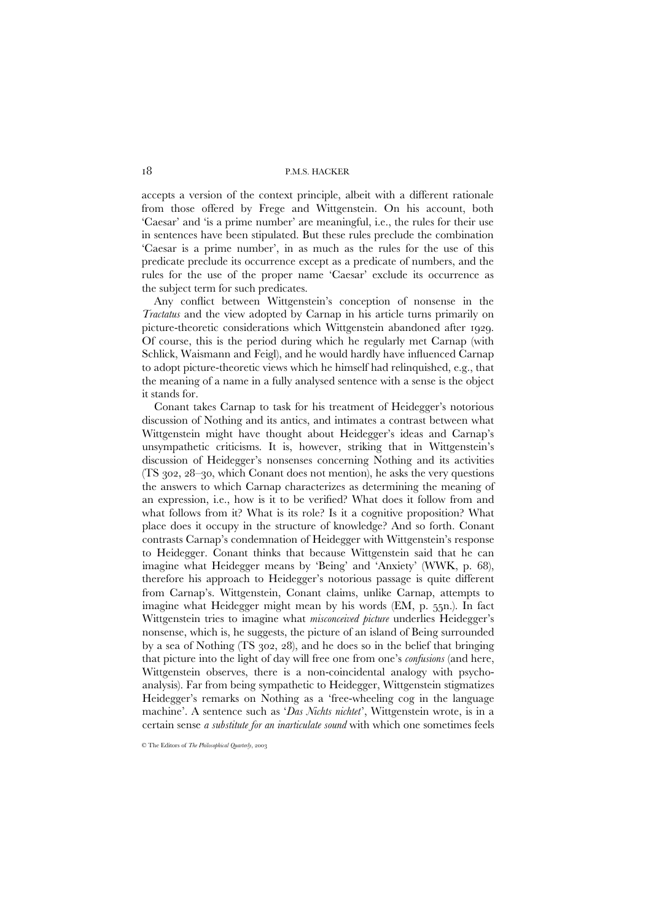accepts a version of the context principle, albeit with a different rationale from those offered by Frege and Wittgenstein. On his account, both 'Caesar' and 'is a prime number' are meaningful, i.e., the rules for their use in sentences have been stipulated. But these rules preclude the combination 'Caesar is a prime number', in as much as the rules for the use of this predicate preclude its occurrence except as a predicate of numbers, and the rules for the use of the proper name 'Caesar' exclude its occurrence as the subject term for such predicates.

Any conflict between Wittgenstein's conception of nonsense in the *Tractatus* and the view adopted by Carnap in his article turns primarily on picture-theoretic considerations which Wittgenstein abandoned after 1929. Of course, this is the period during which he regularly met Carnap (with Schlick, Waismann and Feigl), and he would hardly have influenced Carnap to adopt picture-theoretic views which he himself had relinquished, e.g., that the meaning of a name in a fully analysed sentence with a sense is the object it stands for.

Conant takes Carnap to task for his treatment of Heidegger's notorious discussion of Nothing and its antics, and intimates a contrast between what Wittgenstein might have thought about Heidegger's ideas and Carnap's unsympathetic criticisms. It is, however, striking that in Wittgenstein's discussion of Heidegger's nonsenses concerning Nothing and its activities (TS 302, 28–30, which Conant does not mention), he asks the very questions the answers to which Carnap characterizes as determining the meaning of an expression, i.e., how is it to be verified? What does it follow from and what follows from it? What is its role? Is it a cognitive proposition? What place does it occupy in the structure of knowledge? And so forth. Conant contrasts Carnap's condemnation of Heidegger with Wittgenstein's response to Heidegger. Conant thinks that because Wittgenstein said that he can imagine what Heidegger means by 'Being' and 'Anxiety' (WWK, p. 68), therefore his approach to Heidegger's notorious passage is quite different from Carnap's. Wittgenstein, Conant claims, unlike Carnap, attempts to imagine what Heidegger might mean by his words (EM, p. 55n.). In fact Wittgenstein tries to imagine what *misconceived picture* underlies Heidegger's nonsense, which is, he suggests, the picture of an island of Being surrounded by a sea of Nothing (TS 302, 28), and he does so in the belief that bringing that picture into the light of day will free one from one's *confusions* (and here, Wittgenstein observes, there is a non-coincidental analogy with psychoanalysis). Far from being sympathetic to Heidegger, Wittgenstein stigmatizes Heidegger's remarks on Nothing as a 'free-wheeling cog in the language machine'. A sentence such as '*Das Nichts nichtet*', Wittgenstein wrote, is in a certain sense *a substitute for an inarticulate sound* with which one sometimes feels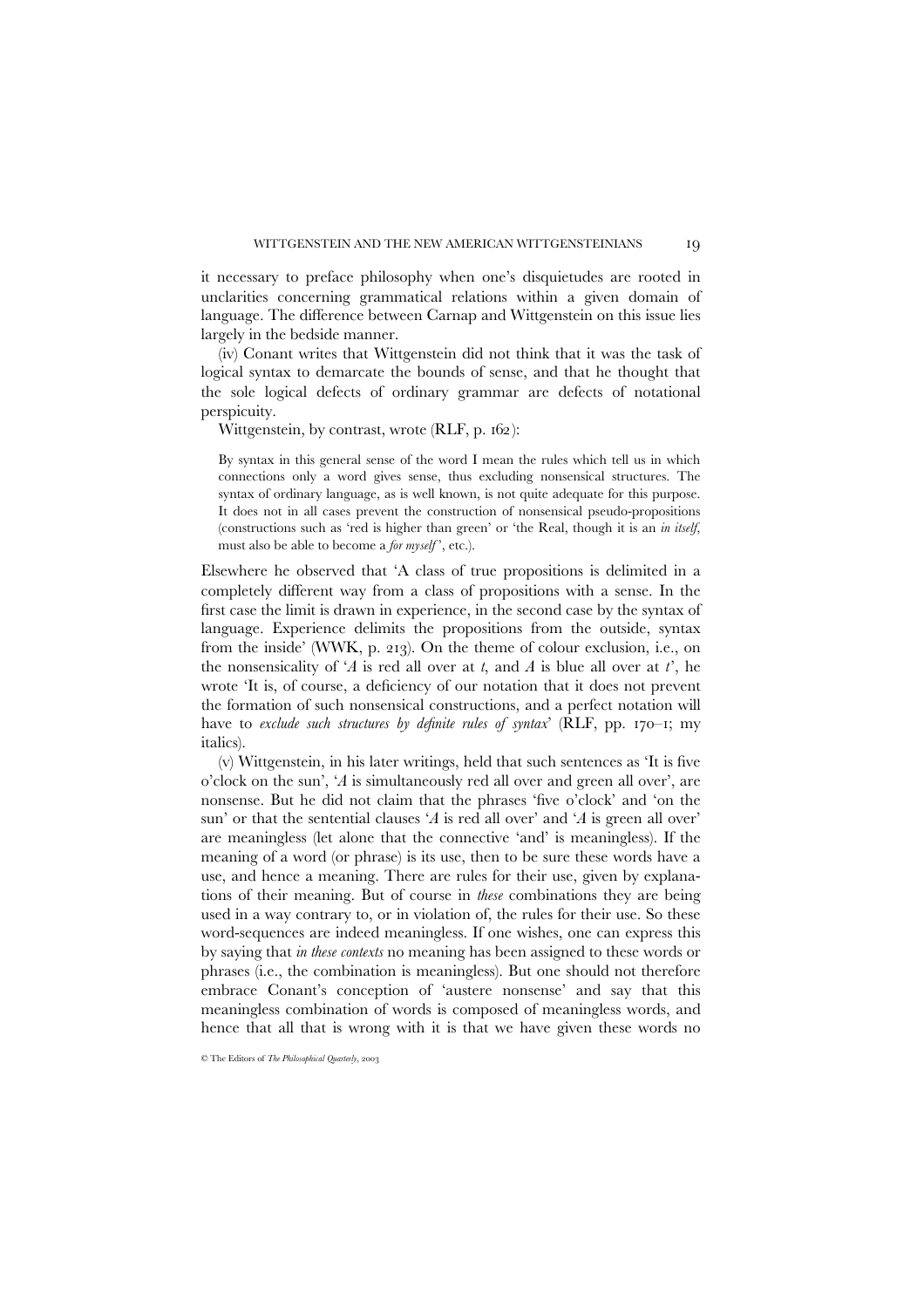it necessary to preface philosophy when one's disquietudes are rooted in unclarities concerning grammatical relations within a given domain of language. The difference between Carnap and Wittgenstein on this issue lies largely in the bedside manner.

(iv) Conant writes that Wittgenstein did not think that it was the task of logical syntax to demarcate the bounds of sense, and that he thought that the sole logical defects of ordinary grammar are defects of notational perspicuity.

Wittgenstein, by contrast, wrote (RLF, p. 162):

> By syntax in this general sense of the word I mean the rules which tell us in which connections only a word gives sense, thus excluding nonsensical structures. The syntax of ordinary language, as is well known, is not quite adequate for this purpose. It does not in all cases prevent the construction of nonsensical pseudo-propositions (constructions such as 'red is higher than green' or 'the Real, though it is an *in itself*, must also be able to become a *for myself*', etc.).

Elsewhere he observed that 'A class of true propositions is delimited in a completely different way from a class of propositions with a sense. In the first case the limit is drawn in experience, in the second case by the syntax of language. Experience delimits the propositions from the outside, syntax from the inside' (WWK, p. 213). On the theme of colour exclusion, i.e., on the nonsensicality of '*A* is red all over at *t*, and *A* is blue all over at *t*', he wrote 'It is, of course, a deficiency of our notation that it does not prevent the formation of such nonsensical constructions, and a perfect notation will have to *exclude such structures by definite rules of syntax*' (RLF, pp. 170–1; my italics).

(v) Wittgenstein, in his later writings, held that such sentences as 'It is five o'clock on the sun', '*A* is simultaneously red all over and green all over', are nonsense. But he did not claim that the phrases 'five o'clock' and 'on the sun' or that the sentential clauses '*A* is red all over' and '*A* is green all over' are meaningless (let alone that the connective 'and' is meaningless). If the meaning of a word (or phrase) is its use, then to be sure these words have a use, and hence a meaning. There are rules for their use, given by explanations of their meaning. But of course in *these* combinations they are being used in a way contrary to, or in violation of, the rules for their use. So these word-sequences are indeed meaningless. If one wishes, one can express this by saying that *in these contexts* no meaning has been assigned to these words or phrases (i.e., the combination is meaningless). But one should not therefore embrace Conant's conception of 'austere nonsense' and say that this meaningless combination of words is composed of meaningless words, and hence that all that is wrong with it is that we have given these words no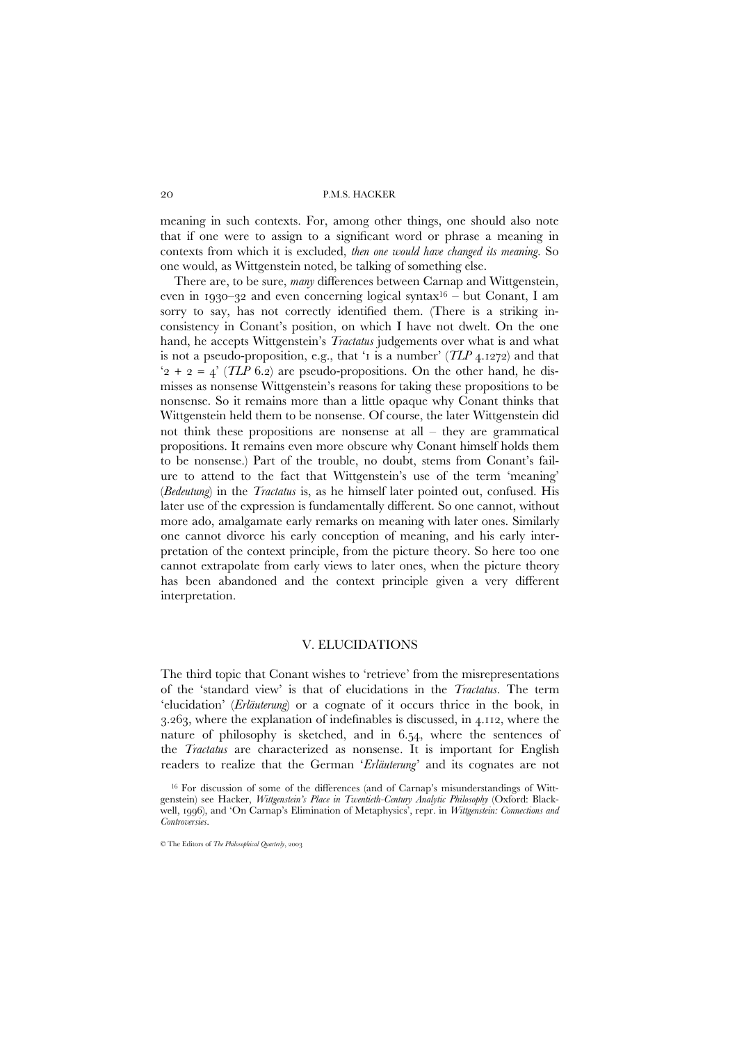meaning in such contexts. For, among other things, one should also note that if one were to assign to a significant word or phrase a meaning in contexts from which it is excluded, *then one would have changed its meaning*. So one would, as Wittgenstein noted, be talking of something else.

There are, to be sure, *many* differences between Carnap and Wittgenstein, even in 1930–32 and even concerning logical syntax[16] – but Conant, I am sorry to say, has not correctly identified them. (There is a striking inconsistency in Conant's position, on which I have not dwelt. On the one hand, he accepts Wittgenstein's *Tractatus* judgements over what is and what is not a pseudo-proposition, e.g., that '1 is a number' (*TLP* 4.1272) and that '2 + 2 = 4' (*TLP* 6.2) are pseudo-propositions. On the other hand, he dismisses as nonsense Wittgenstein's reasons for taking these propositions to be nonsense. So it remains more than a little opaque why Conant thinks that Wittgenstein held them to be nonsense. Of course, the later Wittgenstein did not think these propositions are nonsense at all – they are grammatical propositions. It remains even more obscure why Conant himself holds them to be nonsense.) Part of the trouble, no doubt, stems from Conant's failure to attend to the fact that Wittgenstein's use of the term 'meaning' (*Bedeutung*) in the *Tractatus* is, as he himself later pointed out, confused. His later use of the expression is fundamentally different. So one cannot, without more ado, amalgamate early remarks on meaning with later ones. Similarly one cannot divorce his early conception of meaning, and his early interpretation of the context principle, from the picture theory. So here too one cannot extrapolate from early views to later ones, when the picture theory has been abandoned and the context principle given a very different interpretation.

## V. ELUCIDATIONS

The third topic that Conant wishes to 'retrieve' from the misrepresentations of the 'standard view' is that of elucidations in the *Tractatus*. The term 'elucidation' (*Erläuterung*) or a cognate of it occurs thrice in the book, in 3.263, where the explanation of indefinables is discussed, in 4.112, where the nature of philosophy is sketched, and in 6.54, where the sentences of the *Tractatus* are characterized as nonsense. It is important for English readers to realize that the German '*Erläuterung*' and its cognates are not

[16] For discussion of some of the differences (and of Carnap's misunderstandings of Wittgenstein) see Hacker, *Wittgenstein's Place in Twentieth-Century Analytic Philosophy* (Oxford: Blackwell, 1996), and 'On Carnap's Elimination of Metaphysics', repr. in *Wittgenstein: Connections and Controversies*.

© The Editors of *The Philosophical Quarterly*, 2003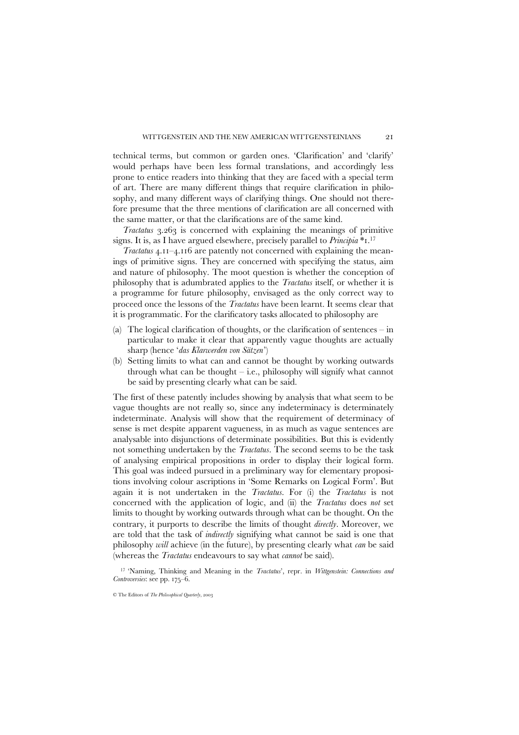technical terms, but common or garden ones. 'Clarification' and 'clarify' would perhaps have been less formal translations, and accordingly less prone to entice readers into thinking that they are faced with a special term of art. There are many different things that require clarification in philosophy, and many different ways of clarifying things. One should not therefore presume that the three mentions of clarification are all concerned with the same matter, or that the clarifications are of the same kind.

*Tractatus* 3.263 is concerned with explaining the meanings of primitive signs. It is, as I have argued elsewhere, precisely parallel to *Principia* *1.[17]

*Tractatus* 4.11–4.116 are patently not concerned with explaining the meanings of primitive signs. They are concerned with specifying the status, aim and nature of philosophy. The moot question is whether the conception of philosophy that is adumbrated applies to the *Tractatus* itself, or whether it is a programme for future philosophy, envisaged as the only correct way to proceed once the lessons of the *Tractatus* have been learnt. It seems clear that it is programmatic. For the clarificatory tasks allocated to philosophy are

(a) The logical clarification of thoughts, or the clarification of sentences – in particular to make it clear that apparently vague thoughts are actually sharp (hence '*das Klarwerden von Sätzen*')
(b) Setting limits to what can and cannot be thought by working outwards through what can be thought – i.e., philosophy will signify what cannot be said by presenting clearly what can be said.

The first of these patently includes showing by analysis that what seem to be vague thoughts are not really so, since any indeterminacy is determinately indeterminate. Analysis will show that the requirement of determinacy of sense is met despite apparent vagueness, in as much as vague sentences are analysable into disjunctions of determinate possibilities. But this is evidently not something undertaken by the *Tractatus*. The second seems to be the task of analysing empirical propositions in order to display their logical form. This goal was indeed pursued in a preliminary way for elementary propositions involving colour ascriptions in 'Some Remarks on Logical Form'. But again it is not undertaken in the *Tractatus*. For (i) the *Tractatus* is not concerned with the application of logic, and (ii) the *Tractatus* does *not* set limits to thought by working outwards through what can be thought. On the contrary, it purports to describe the limits of thought *directly*. Moreover, we are told that the task of *indirectly* signifying what cannot be said is one that philosophy *will* achieve (in the future), by presenting clearly what *can* be said (whereas the *Tractatus* endeavours to say what *cannot* be said).

[17] 'Naming, Thinking and Meaning in the *Tractatus*', repr. in *Wittgenstein: Connections and Controversies*: see pp. 175–6.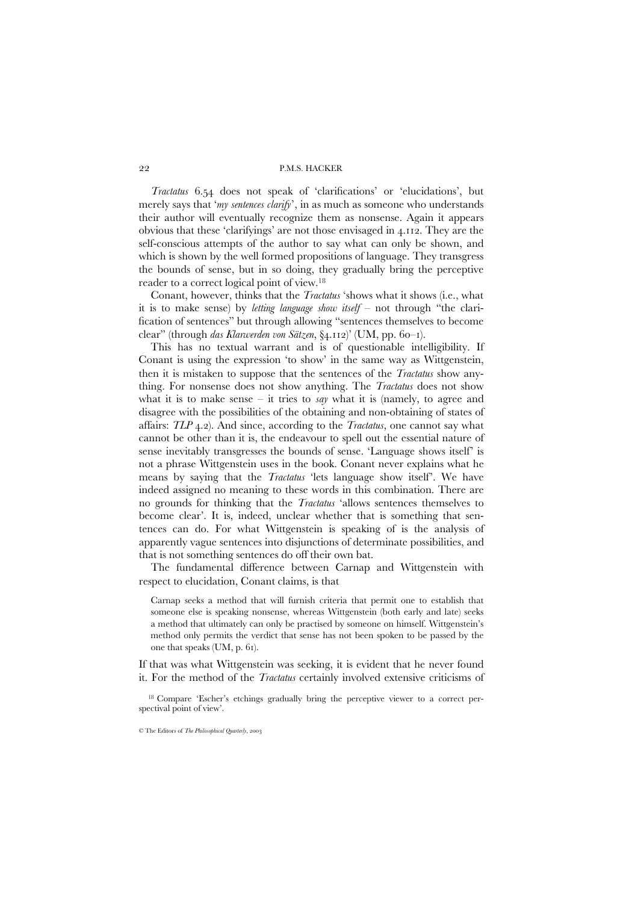*Tractatus* 6.54 does not speak of 'clarifications' or 'elucidations', but merely says that '*my sentences clarify*', in as much as someone who understands their author will eventually recognize them as nonsense. Again it appears obvious that these 'clarifyings' are not those envisaged in 4.112. They are the self-conscious attempts of the author to say what can only be shown, and which is shown by the well formed propositions of language. They transgress the bounds of sense, but in so doing, they gradually bring the perceptive reader to a correct logical point of view.[18]

Conant, however, thinks that the *Tractatus* 'shows what it shows (i.e., what it is to make sense) by *letting language show itself* – not through "the clarification of sentences" but through allowing "sentences themselves to become clear" (through *das Klarwerden von Sätzen*, §4.112)' (UM, pp. 60–1).

This has no textual warrant and is of questionable intelligibility. If Conant is using the expression 'to show' in the same way as Wittgenstein, then it is mistaken to suppose that the sentences of the *Tractatus* show anything. For nonsense does not show anything. The *Tractatus* does not show what it is to make sense – it tries to *say* what it is (namely, to agree and disagree with the possibilities of the obtaining and non-obtaining of states of affairs: *TLP* 4.2). And since, according to the *Tractatus*, one cannot say what cannot be other than it is, the endeavour to spell out the essential nature of sense inevitably transgresses the bounds of sense. 'Language shows itself' is not a phrase Wittgenstein uses in the book. Conant never explains what he means by saying that the *Tractatus* 'lets language show itself'. We have indeed assigned no meaning to these words in this combination. There are no grounds for thinking that the *Tractatus* 'allows sentences themselves to become clear'. It is, indeed, unclear whether that is something that sentences can do. For what Wittgenstein is speaking of is the analysis of apparently vague sentences into disjunctions of determinate possibilities, and that is not something sentences do off their own bat.

The fundamental difference between Carnap and Wittgenstein with respect to elucidation, Conant claims, is that

> Carnap seeks a method that will furnish criteria that permit one to establish that someone else is speaking nonsense, whereas Wittgenstein (both early and late) seeks a method that ultimately can only be practised by someone on himself. Wittgenstein's method only permits the verdict that sense has not been spoken to be passed by the one that speaks (UM, p. 61).

If that was what Wittgenstein was seeking, it is evident that he never found it. For the method of the *Tractatus* certainly involved extensive criticisms of

[18] Compare 'Escher's etchings gradually bring the perceptive viewer to a correct perspectival point of view'.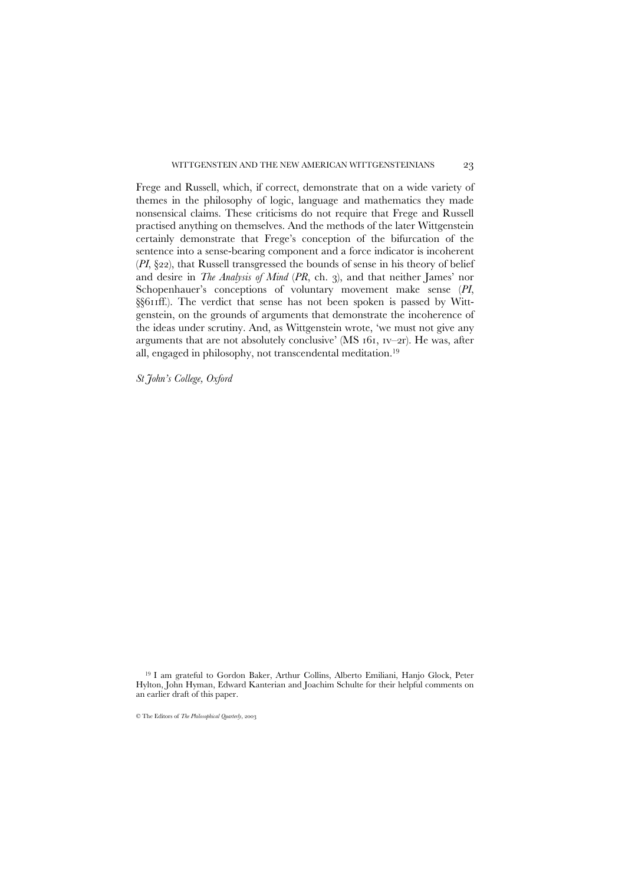Frege and Russell, which, if correct, demonstrate that on a wide variety of themes in the philosophy of logic, language and mathematics they made nonsensical claims. These criticisms do not require that Frege and Russell practised anything on themselves. And the methods of the later Wittgenstein certainly demonstrate that Frege's conception of the bifurcation of the sentence into a sense-bearing component and a force indicator is incoherent (*PI*, §22), that Russell transgressed the bounds of sense in his theory of belief and desire in *The Analysis of Mind* (*PR*, ch. 3), and that neither James' nor Schopenhauer's conceptions of voluntary movement make sense (*PI*, §§611ff.). The verdict that sense has not been spoken is passed by Wittgenstein, on the grounds of arguments that demonstrate the incoherence of the ideas under scrutiny. And, as Wittgenstein wrote, 'we must not give any arguments that are not absolutely conclusive' (MS 161, 1v–2r). He was, after all, engaged in philosophy, not transcendental meditation.[19]

*St John's College, Oxford*

[19] I am grateful to Gordon Baker, Arthur Collins, Alberto Emiliani, Hanjo Glock, Peter Hylton, John Hyman, Edward Kanterian and Joachim Schulte for their helpful comments on an earlier draft of this paper.

© The Editors of *The Philosophical Quarterly*, 2003